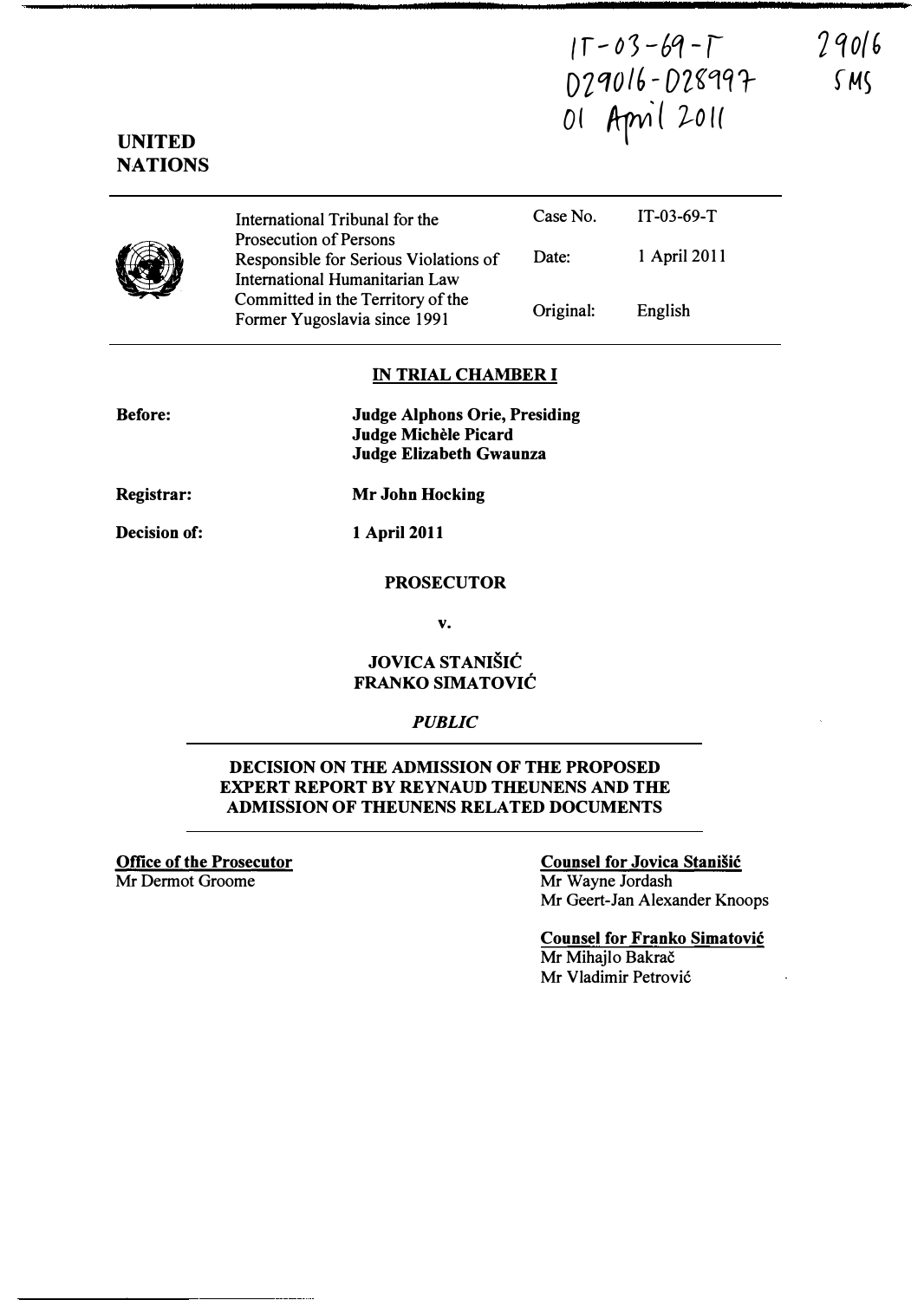IT-03-69-T
D29016-D28997
01 April 2011

29016
SMS

**UNITED NATIONS**

| International Tribunal for the Prosecution of Persons Responsible for Serious Violations of International Humanitarian Law Committed in the Territory of the Former Yugoslavia since 1991 | Case No. | IT-03-69-T |
|---|---|---|
| | Date: | 1 April 2011 |
| | Original: | English |

**IN TRIAL CHAMBER I**

**Before:** **Judge Alphons Orie, Presiding**
**Judge Michèle Picard**
**Judge Elizabeth Gwaunza**

**Registrar:** **Mr John Hocking**

**Decision of:** **1 April 2011**

**PROSECUTOR**

**v.**

**JOVICA STANIŠIĆ**
**FRANKO SIMATOVIĆ**

***PUBLIC***

**DECISION ON THE ADMISSION OF THE PROPOSED EXPERT REPORT BY REYNAUD THEUNENS AND THE ADMISSION OF THEUNENS RELATED DOCUMENTS**

**Office of the Prosecutor**
Mr Dermot Groome

**Counsel for Jovica Stanišić**
Mr Wayne Jordash
Mr Geert-Jan Alexander Knoops

**Counsel for Franko Simatović**
Mr Mihajlo Bakrač
Mr Vladimir Petrović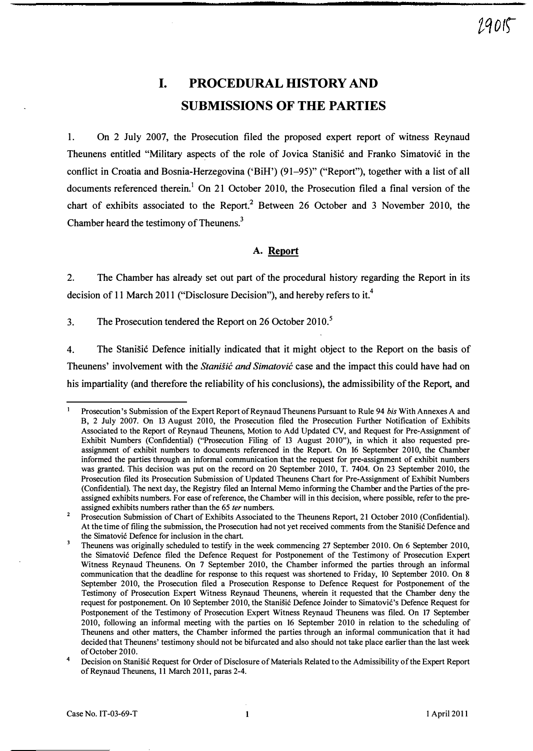# I. PROCEDURAL HISTORY AND SUBMISSIONS OF THE PARTIES

1. On 2 July 2007, the Prosecution filed the proposed expert report of witness Reynaud Theunens entitled "Military aspects of the role of Jovica Stanišić and Franko Simatović in the conflict in Croatia and Bosnia-Herzegovina ('BiH') (91–95)" ("Report"), together with a list of all documents referenced therein.[1] On 21 October 2010, the Prosecution filed a final version of the chart of exhibits associated to the Report.[2] Between 26 October and 3 November 2010, the Chamber heard the testimony of Theunens.[3]

## A. Report

2. The Chamber has already set out part of the procedural history regarding the Report in its decision of 11 March 2011 ("Disclosure Decision"), and hereby refers to it.[4]

3. The Prosecution tendered the Report on 26 October 2010.[5]

4. The Stanišić Defence initially indicated that it might object to the Report on the basis of Theunens' involvement with the *Stanišić and Simatović* case and the impact this could have had on his impartiality (and therefore the reliability of his conclusions), the admissibility of the Report, and

---

[1] Prosecution's Submission of the Expert Report of Reynaud Theunens Pursuant to Rule 94 *bis* With Annexes A and B, 2 July 2007. On 13 August 2010, the Prosecution filed the Prosecution Further Notification of Exhibits Associated to the Report of Reynaud Theunens, Motion to Add Updated CV, and Request for Pre-Assignment of Exhibit Numbers (Confidential) ("Prosecution Filing of 13 August 2010"), in which it also requested pre-assignment of exhibit numbers to documents referenced in the Report. On 16 September 2010, the Chamber informed the parties through an informal communication that the request for pre-assignment of exhibit numbers was granted. This decision was put on the record on 20 September 2010, T. 7404. On 23 September 2010, the Prosecution filed its Prosecution Submission of Updated Theunens Chart for Pre-Assignment of Exhibit Numbers (Confidential). The next day, the Registry filed an Internal Memo informing the Chamber and the Parties of the pre-assigned exhibits numbers. For ease of reference, the Chamber will in this decision, where possible, refer to the pre-assigned exhibits numbers rather than the 65 *ter* numbers.

[2] Prosecution Submission of Chart of Exhibits Associated to the Theunens Report, 21 October 2010 (Confidential). At the time of filing the submission, the Prosecution had not yet received comments from the Stanišić Defence and the Simatović Defence for inclusion in the chart.

[3] Theunens was originally scheduled to testify in the week commencing 27 September 2010. On 6 September 2010, the Simatović Defence filed the Defence Request for Postponement of the Testimony of Prosecution Expert Witness Reynaud Theunens. On 7 September 2010, the Chamber informed the parties through an informal communication that the deadline for response to this request was shortened to Friday, 10 September 2010. On 8 September 2010, the Prosecution filed a Prosecution Response to Defence Request for Postponement of the Testimony of Prosecution Expert Witness Reynaud Theunens, wherein it requested that the Chamber deny the request for postponement. On 10 September 2010, the Stanišić Defence Joinder to Simatović's Defence Request for Postponement of the Testimony of Prosecution Expert Witness Reynaud Theunens was filed. On 17 September 2010, following an informal meeting with the parties on 16 September 2010 in relation to the scheduling of Theunens and other matters, the Chamber informed the parties through an informal communication that it had decided that Theunens' testimony should not be bifurcated and also should not take place earlier than the last week of October 2010.

[4] Decision on Stanišić Request for Order of Disclosure of Materials Related to the Admissibility of the Expert Report of Reynaud Theunens, 11 March 2011, paras 2-4.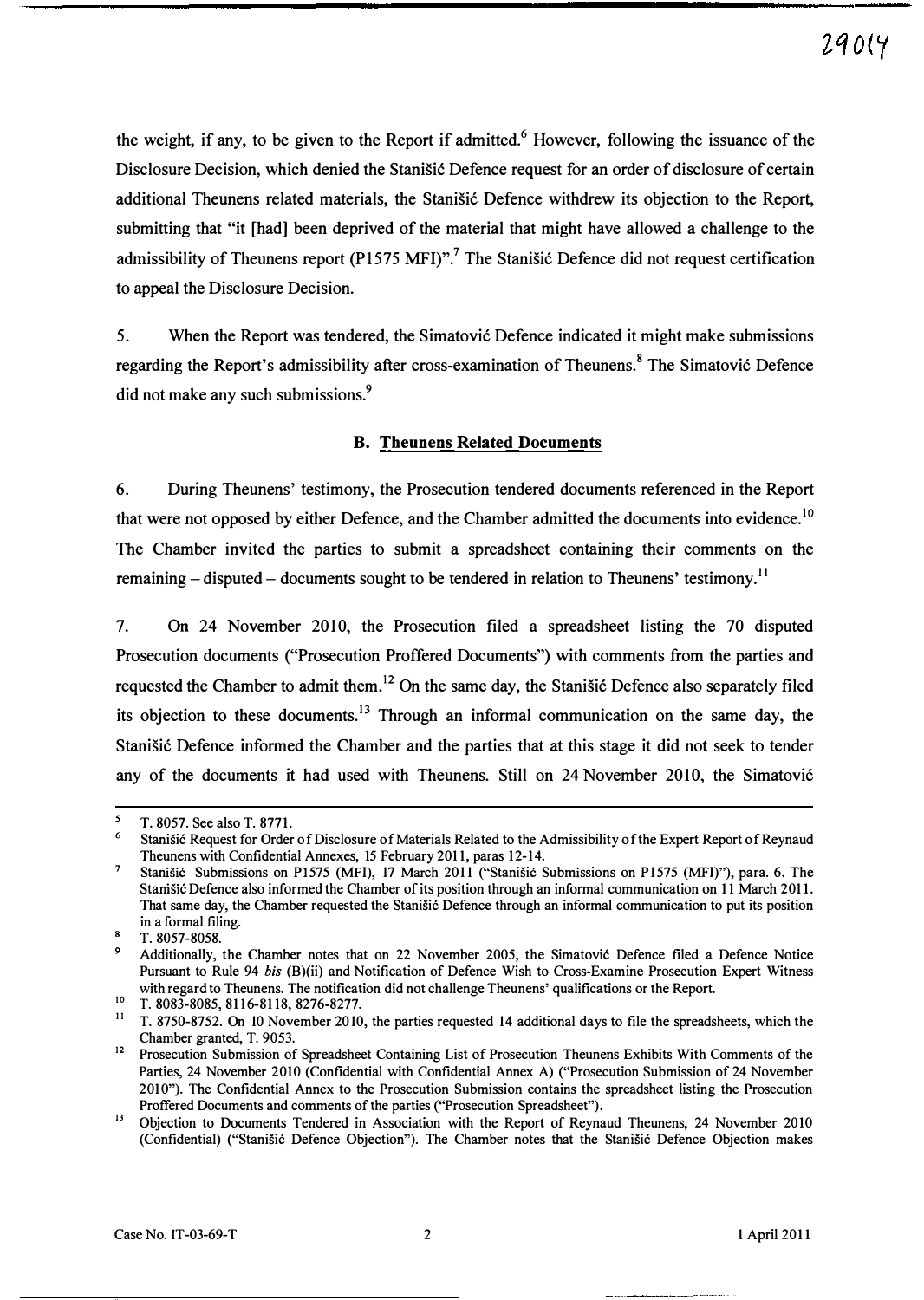the weight, if any, to be given to the Report if admitted.[6] However, following the issuance of the Disclosure Decision, which denied the Stanišić Defence request for an order of disclosure of certain additional Theunens related materials, the Stanišić Defence withdrew its objection to the Report, submitting that "it [had] been deprived of the material that might have allowed a challenge to the admissibility of Theunens report (P1575 MFI)".[7] The Stanišić Defence did not request certification to appeal the Disclosure Decision.

5. When the Report was tendered, the Simatović Defence indicated it might make submissions regarding the Report's admissibility after cross-examination of Theunens.[8] The Simatović Defence did not make any such submissions.[9]

### B. Theunens Related Documents

6. During Theunens' testimony, the Prosecution tendered documents referenced in the Report that were not opposed by either Defence, and the Chamber admitted the documents into evidence.[10] The Chamber invited the parties to submit a spreadsheet containing their comments on the remaining – disputed – documents sought to be tendered in relation to Theunens' testimony.[11]

7. On 24 November 2010, the Prosecution filed a spreadsheet listing the 70 disputed Prosecution documents ("Prosecution Proffered Documents") with comments from the parties and requested the Chamber to admit them.[12] On the same day, the Stanišić Defence also separately filed its objection to these documents.[13] Through an informal communication on the same day, the Stanišić Defence informed the Chamber and the parties that at this stage it did not seek to tender any of the documents it had used with Theunens. Still on 24 November 2010, the Simatović

---

[5] T. 8057. See also T. 8771.

[6] Stanišić Request for Order of Disclosure of Materials Related to the Admissibility of the Expert Report of Reynaud Theunens with Confidential Annexes, 15 February 2011, paras 12-14.

[7] Stanišić Submissions on P1575 (MFI), 17 March 2011 ("Stanišić Submissions on P1575 (MFI)"), para. 6. The Stanišić Defence also informed the Chamber of its position through an informal communication on 11 March 2011. That same day, the Chamber requested the Stanišić Defence through an informal communication to put its position in a formal filing.

[8] T. 8057-8058.

[9] Additionally, the Chamber notes that on 22 November 2005, the Simatović Defence filed a Defence Notice Pursuant to Rule 94 *bis* (B)(ii) and Notification of Defence Wish to Cross-Examine Prosecution Expert Witness with regard to Theunens. The notification did not challenge Theunens' qualifications or the Report.

[10] T. 8083-8085, 8116-8118, 8276-8277.

[11] T. 8750-8752. On 10 November 2010, the parties requested 14 additional days to file the spreadsheets, which the Chamber granted, T. 9053.

[12] Prosecution Submission of Spreadsheet Containing List of Prosecution Theunens Exhibits With Comments of the Parties, 24 November 2010 (Confidential with Confidential Annex A) ("Prosecution Submission of 24 November 2010"). The Confidential Annex to the Prosecution Submission contains the spreadsheet listing the Prosecution Proffered Documents and comments of the parties ("Prosecution Spreadsheet").

[13] Objection to Documents Tendered in Association with the Report of Reynaud Theunens, 24 November 2010 (Confidential) ("Stanišić Defence Objection"). The Chamber notes that the Stanišić Defence Objection makes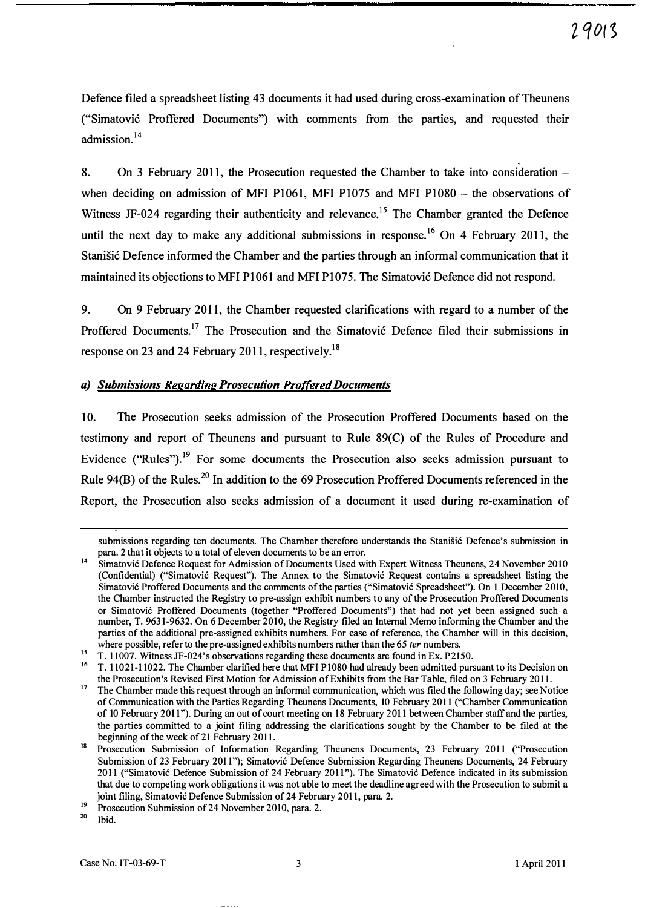Defence filed a spreadsheet listing 43 documents it had used during cross-examination of Theunens ("Simatović Proffered Documents") with comments from the parties, and requested their admission.[14]

8. On 3 February 2011, the Prosecution requested the Chamber to take into consideration – when deciding on admission of MFI P1061, MFI P1075 and MFI P1080 – the observations of Witness JF-024 regarding their authenticity and relevance.[15] The Chamber granted the Defence until the next day to make any additional submissions in response.[16] On 4 February 2011, the Stanišić Defence informed the Chamber and the parties through an informal communication that it maintained its objections to MFI P1061 and MFI P1075. The Simatović Defence did not respond.

9. On 9 February 2011, the Chamber requested clarifications with regard to a number of the Proffered Documents.[17] The Prosecution and the Simatović Defence filed their submissions in response on 23 and 24 February 2011, respectively.[18]

### *a) Submissions Regarding Prosecution Proffered Documents*

10. The Prosecution seeks admission of the Prosecution Proffered Documents based on the testimony and report of Theunens and pursuant to Rule 89(C) of the Rules of Procedure and Evidence ("Rules").[19] For some documents the Prosecution also seeks admission pursuant to Rule 94(B) of the Rules.[20] In addition to the 69 Prosecution Proffered Documents referenced in the Report, the Prosecution also seeks admission of a document it used during re-examination of

---

submissions regarding ten documents. The Chamber therefore understands the Stanišić Defence's submission in para. 2 that it objects to a total of eleven documents to be an error.

[14] Simatović Defence Request for Admission of Documents Used with Expert Witness Theunens, 24 November 2010 (Confidential) ("Simatović Request"). The Annex to the Simatović Request contains a spreadsheet listing the Simatović Proffered Documents and the comments of the parties ("Simatović Spreadsheet"). On 1 December 2010, the Chamber instructed the Registry to pre-assign exhibit numbers to any of the Prosecution Proffered Documents or Simatović Proffered Documents (together "Proffered Documents") that had not yet been assigned such a number, T. 9631-9632. On 6 December 2010, the Registry filed an Internal Memo informing the Chamber and the parties of the additional pre-assigned exhibits numbers. For ease of reference, the Chamber will in this decision, where possible, refer to the pre-assigned exhibits numbers rather than the 65 *ter* numbers.

[15] T. 11007. Witness JF-024's observations regarding these documents are found in Ex. P2150.

[16] T. 11021-11022. The Chamber clarified here that MFI P1080 had already been admitted pursuant to its Decision on the Prosecution's Revised First Motion for Admission of Exhibits from the Bar Table, filed on 3 February 2011.

[17] The Chamber made this request through an informal communication, which was filed the following day; see Notice of Communication with the Parties Regarding Theunens Documents, 10 February 2011 ("Chamber Communication of 10 February 2011"). During an out of court meeting on 18 February 2011 between Chamber staff and the parties, the parties committed to a joint filing addressing the clarifications sought by the Chamber to be filed at the beginning of the week of 21 February 2011.

[18] Prosecution Submission of Information Regarding Theunens Documents, 23 February 2011 ("Prosecution Submission of 23 February 2011"); Simatović Defence Submission Regarding Theunens Documents, 24 February 2011 ("Simatović Defence Submission of 24 February 2011"). The Simatović Defence indicated in its submission that due to competing work obligations it was not able to meet the deadline agreed with the Prosecution to submit a joint filing, Simatović Defence Submission of 24 February 2011, para. 2.

[19] Prosecution Submission of 24 November 2010, para. 2.

[20] Ibid.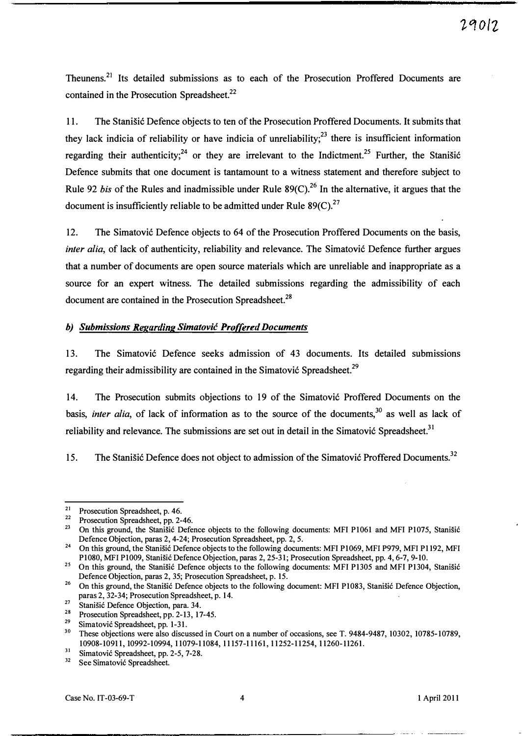Theunens.[21] Its detailed submissions as to each of the Prosecution Proffered Documents are contained in the Prosecution Spreadsheet.[22]

11. The Stanišić Defence objects to ten of the Prosecution Proffered Documents. It submits that they lack indicia of reliability or have indicia of unreliability;[23] there is insufficient information regarding their authenticity;[24] or they are irrelevant to the Indictment.[25] Further, the Stanišić Defence submits that one document is tantamount to a witness statement and therefore subject to Rule 92 *bis* of the Rules and inadmissible under Rule 89(C).[26] In the alternative, it argues that the document is insufficiently reliable to be admitted under Rule 89(C).[27]

12. The Simatović Defence objects to 64 of the Prosecution Proffered Documents on the basis, *inter alia*, of lack of authenticity, reliability and relevance. The Simatović Defence further argues that a number of documents are open source materials which are unreliable and inappropriate as a source for an expert witness. The detailed submissions regarding the admissibility of each document are contained in the Prosecution Spreadsheet.[28]

### *b) Submissions Regarding Simatović Proffered Documents*

13. The Simatović Defence seeks admission of 43 documents. Its detailed submissions regarding their admissibility are contained in the Simatović Spreadsheet.[29]

14. The Prosecution submits objections to 19 of the Simatović Proffered Documents on the basis, *inter alia*, of lack of information as to the source of the documents,[30] as well as lack of reliability and relevance. The submissions are set out in detail in the Simatović Spreadsheet.[31]

15. The Stanišić Defence does not object to admission of the Simatović Proffered Documents.[32]

---

[21] Prosecution Spreadsheet, p. 46.

[22] Prosecution Spreadsheet, pp. 2-46.

[23] On this ground, the Stanišić Defence objects to the following documents: MFI P1061 and MFI P1075, Stanišić Defence Objection, paras 2, 4-24; Prosecution Spreadsheet, pp. 2, 5.

[24] On this ground, the Stanišić Defence objects to the following documents: MFI P1069, MFI P979, MFI P1192, MFI P1080, MFI P1009, Stanišić Defence Objection, paras 2, 25-31; Prosecution Spreadsheet, pp. 4, 6-7, 9-10.

[25] On this ground, the Stanišić Defence objects to the following documents: MFI P1305 and MFI P1304, Stanišić Defence Objection, paras 2, 35; Prosecution Spreadsheet, p. 15.

[26] On this ground, the Stanišić Defence objects to the following document: MFI P1083, Stanišić Defence Objection, paras 2, 32-34; Prosecution Spreadsheet, p. 14.

[27] Stanišić Defence Objection, para. 34.

[28] Prosecution Spreadsheet, pp. 2-13, 17-45.

[29] Simatović Spreadsheet, pp. 1-31.

[30] These objections were also discussed in Court on a number of occasions, see T. 9484-9487, 10302, 10785-10789, 10908-10911, 10992-10994, 11079-11084, 11157-11161, 11252-11254, 11260-11261.

[31] Simatović Spreadsheet, pp. 2-5, 7-28.

[32] See Simatović Spreadsheet.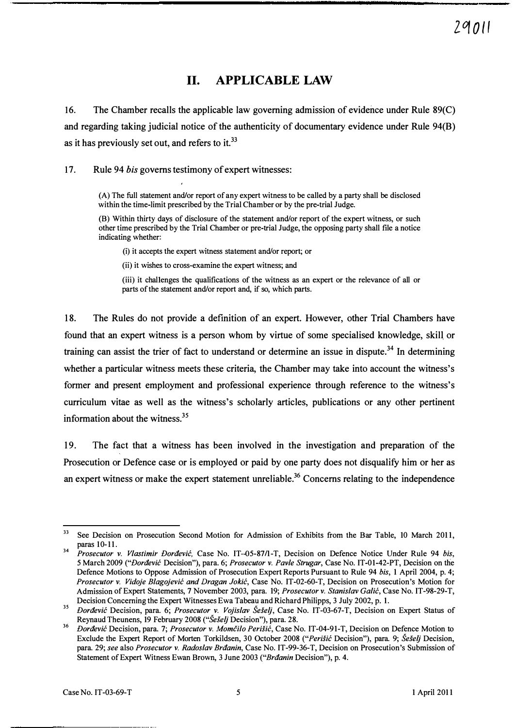## II. APPLICABLE LAW

16. The Chamber recalls the applicable law governing admission of evidence under Rule 89(C) and regarding taking judicial notice of the authenticity of documentary evidence under Rule 94(B) as it has previously set out, and refers to it.[33]

17. Rule 94 *bis* governs testimony of expert witnesses:

> (A) The full statement and/or report of any expert witness to be called by a party shall be disclosed within the time-limit prescribed by the Trial Chamber or by the pre-trial Judge.
>
> (B) Within thirty days of disclosure of the statement and/or report of the expert witness, or such other time prescribed by the Trial Chamber or pre-trial Judge, the opposing party shall file a notice indicating whether:
>
> (i) it accepts the expert witness statement and/or report; or
>
> (ii) it wishes to cross-examine the expert witness; and
>
> (iii) it challenges the qualifications of the witness as an expert or the relevance of all or parts of the statement and/or report and, if so, which parts.

18. The Rules do not provide a definition of an expert. However, other Trial Chambers have found that an expert witness is a person whom by virtue of some specialised knowledge, skill or training can assist the trier of fact to understand or determine an issue in dispute.[34] In determining whether a particular witness meets these criteria, the Chamber may take into account the witness's former and present employment and professional experience through reference to the witness's curriculum vitae as well as the witness's scholarly articles, publications or any other pertinent information about the witness.[35]

19. The fact that a witness has been involved in the investigation and preparation of the Prosecution or Defence case or is employed or paid by one party does not disqualify him or her as an expert witness or make the expert statement unreliable.[36] Concerns relating to the independence

---

[33] See Decision on Prosecution Second Motion for Admission of Exhibits from the Bar Table, 10 March 2011, paras 10-11.

[34] *Prosecutor v. Vlastimir Đorđević*, Case No. IT-05-87/1-T, Decision on Defence Notice Under Rule 94 *bis*, 5 March 2009 ("*Đorđević* Decision"), para. 6; *Prosecutor v. Pavle Strugar*, Case No. IT-01-42-PT, Decision on the Defence Motions to Oppose Admission of Prosecution Expert Reports Pursuant to Rule 94 *bis*, 1 April 2004, p. 4; *Prosecutor v. Vidoje Blagojević and Dragan Jokić*, Case No. IT-02-60-T, Decision on Prosecution's Motion for Admission of Expert Statements, 7 November 2003, para. 19; *Prosecutor v. Stanislav Galić*, Case No. IT-98-29-T, Decision Concerning the Expert Witnesses Ewa Tabeau and Richard Philipps, 3 July 2002, p. 1.

[35] *Đorđević* Decision, para. 6; *Prosecutor v. Vojislav Šešelj*, Case No. IT-03-67-T, Decision on Expert Status of Reynaud Theunens, 19 February 2008 ("*Šešelj* Decision"), para. 28.

[36] *Đorđević* Decision, para. 7; *Prosecutor v. Momčilo Perišić*, Case No. IT-04-91-T, Decision on Defence Motion to Exclude the Expert Report of Morten Torkildsen, 30 October 2008 ("*Perišić* Decision"), para. 9; *Šešelj* Decision, para. 29; *see* also *Prosecutor v. Radoslav Brđanin*, Case No. IT-99-36-T, Decision on Prosecution's Submission of Statement of Expert Witness Ewan Brown, 3 June 2003 ("*Brđanin* Decision"), p. 4.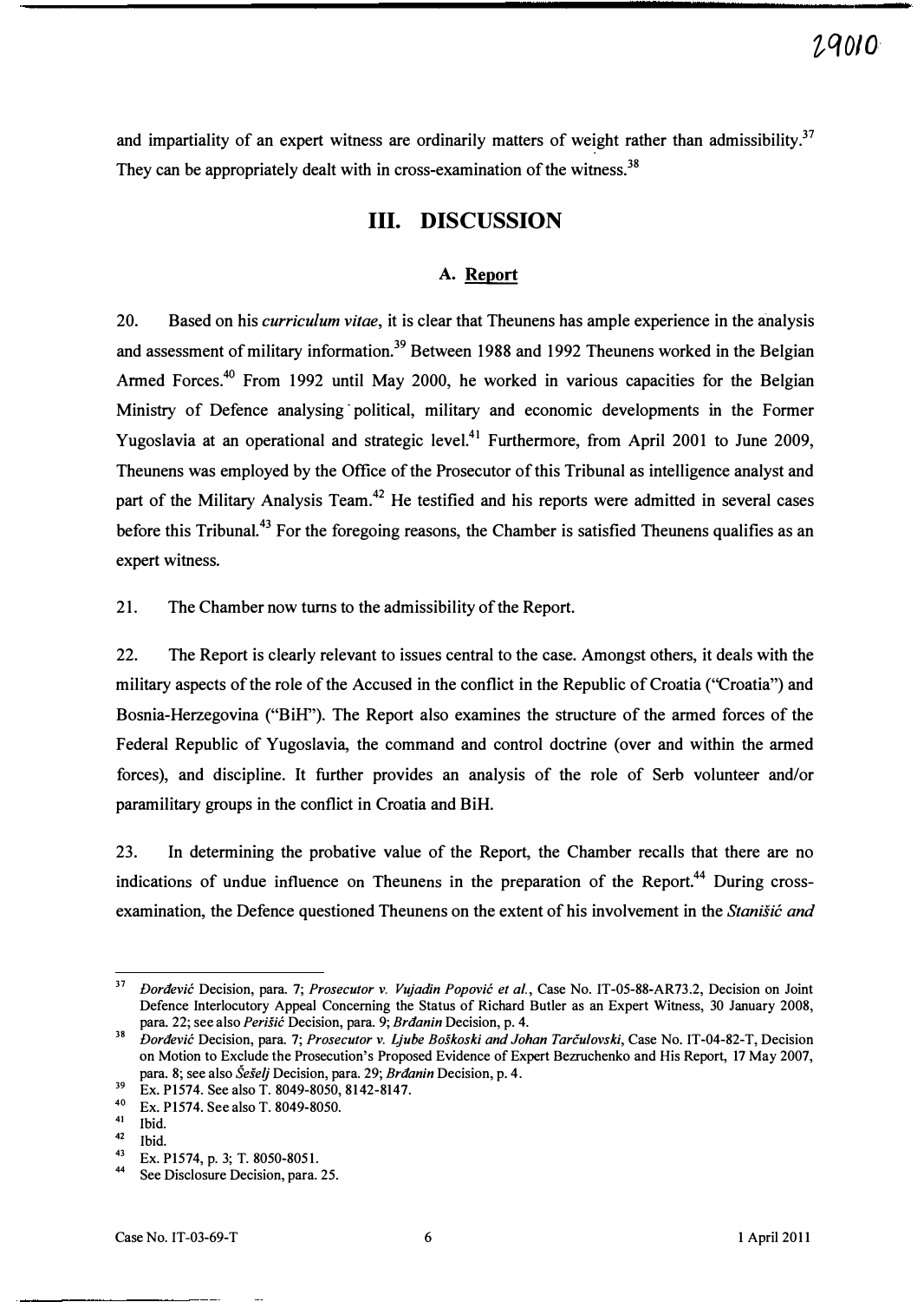and impartiality of an expert witness are ordinarily matters of weight rather than admissibility.[37] They can be appropriately dealt with in cross-examination of the witness.[38]

## III. DISCUSSION

### A. Report

20. Based on his *curriculum vitae*, it is clear that Theunens has ample experience in the analysis and assessment of military information.[39] Between 1988 and 1992 Theunens worked in the Belgian Armed Forces.[40] From 1992 until May 2000, he worked in various capacities for the Belgian Ministry of Defence analysing political, military and economic developments in the Former Yugoslavia at an operational and strategic level.[41] Furthermore, from April 2001 to June 2009, Theunens was employed by the Office of the Prosecutor of this Tribunal as intelligence analyst and part of the Military Analysis Team.[42] He testified and his reports were admitted in several cases before this Tribunal.[43] For the foregoing reasons, the Chamber is satisfied Theunens qualifies as an expert witness.

21. The Chamber now turns to the admissibility of the Report.

22. The Report is clearly relevant to issues central to the case. Amongst others, it deals with the military aspects of the role of the Accused in the conflict in the Republic of Croatia ("Croatia") and Bosnia-Herzegovina ("BiH"). The Report also examines the structure of the armed forces of the Federal Republic of Yugoslavia, the command and control doctrine (over and within the armed forces), and discipline. It further provides an analysis of the role of Serb volunteer and/or paramilitary groups in the conflict in Croatia and BiH.

23. In determining the probative value of the Report, the Chamber recalls that there are no indications of undue influence on Theunens in the preparation of the Report.[44] During cross-examination, the Defence questioned Theunens on the extent of his involvement in the *Stanišić and*

---

[37] *Đorđević* Decision, para. 7; *Prosecutor v. Vujadin Popović et al.*, Case No. IT-05-88-AR73.2, Decision on Joint Defence Interlocutory Appeal Concerning the Status of Richard Butler as an Expert Witness, 30 January 2008, para. 22; see also *Perišić* Decision, para. 9; *Brđanin* Decision, p. 4.

[38] *Đorđević* Decision, para. 7; *Prosecutor v. Ljube Boškoski and Johan Tarčulovski*, Case No. IT-04-82-T, Decision on Motion to Exclude the Prosecution's Proposed Evidence of Expert Bezruchenko and His Report, 17 May 2007, para. 8; see also *Šešelj* Decision, para. 29; *Brđanin* Decision, p. 4.

[39] Ex. P1574. See also T. 8049-8050, 8142-8147.

[40] Ex. P1574. See also T. 8049-8050.

[41] Ibid.

[42] Ibid.

[43] Ex. P1574, p. 3; T. 8050-8051.

[44] See Disclosure Decision, para. 25.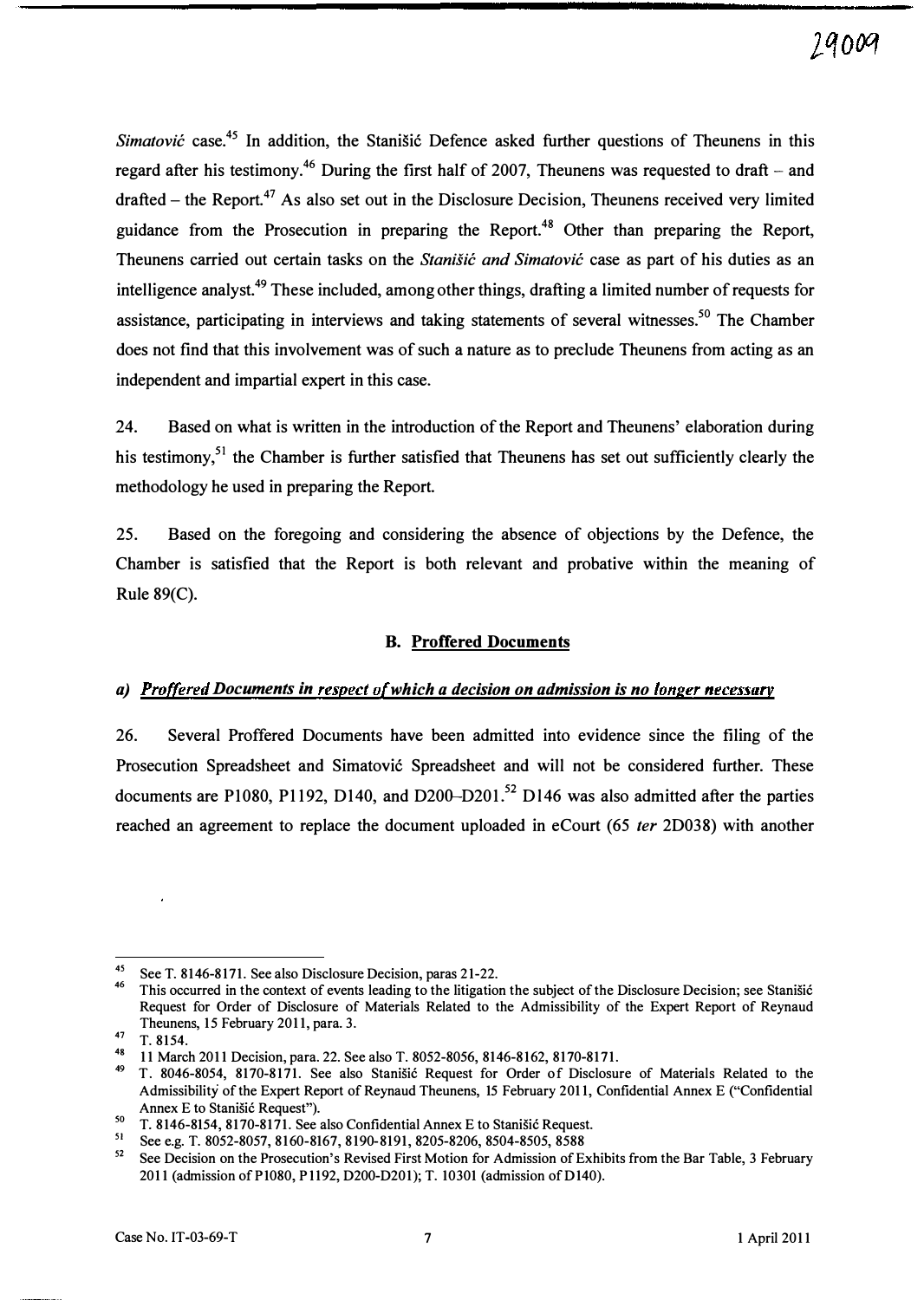*Simatović* case.[45] In addition, the Stanišić Defence asked further questions of Theunens in this regard after his testimony.[46] During the first half of 2007, Theunens was requested to draft – and drafted – the Report.[47] As also set out in the Disclosure Decision, Theunens received very limited guidance from the Prosecution in preparing the Report.[48] Other than preparing the Report, Theunens carried out certain tasks on the *Stanišić and Simatović* case as part of his duties as an intelligence analyst.[49] These included, among other things, drafting a limited number of requests for assistance, participating in interviews and taking statements of several witnesses.[50] The Chamber does not find that this involvement was of such a nature as to preclude Theunens from acting as an independent and impartial expert in this case.

24. Based on what is written in the introduction of the Report and Theunens' elaboration during his testimony,[51] the Chamber is further satisfied that Theunens has set out sufficiently clearly the methodology he used in preparing the Report.

25. Based on the foregoing and considering the absence of objections by the Defence, the Chamber is satisfied that the Report is both relevant and probative within the meaning of Rule 89(C).

## B. Proffered Documents

### *a) Proffered Documents in respect of which a decision on admission is no longer necessary*

26. Several Proffered Documents have been admitted into evidence since the filing of the Prosecution Spreadsheet and Simatović Spreadsheet and will not be considered further. These documents are P1080, P1192, D140, and D200–D201.[52] D146 was also admitted after the parties reached an agreement to replace the document uploaded in eCourt (65 *ter* 2D038) with another

---

[45] See T. 8146-8171. See also Disclosure Decision, paras 21-22.

[46] This occurred in the context of events leading to the litigation the subject of the Disclosure Decision; see Stanišić Request for Order of Disclosure of Materials Related to the Admissibility of the Expert Report of Reynaud Theunens, 15 February 2011, para. 3.

[47] T. 8154.

[48] 11 March 2011 Decision, para. 22. See also T. 8052-8056, 8146-8162, 8170-8171.

[49] T. 8046-8054, 8170-8171. See also Stanišić Request for Order of Disclosure of Materials Related to the Admissibility of the Expert Report of Reynaud Theunens, 15 February 2011, Confidential Annex E ("Confidential Annex E to Stanišić Request").

[50] T. 8146-8154, 8170-8171. See also Confidential Annex E to Stanišić Request.

[51] See e.g. T. 8052-8057, 8160-8167, 8190-8191, 8205-8206, 8504-8505, 8588

[52] See Decision on the Prosecution's Revised First Motion for Admission of Exhibits from the Bar Table, 3 February 2011 (admission of P1080, P1192, D200-D201); T. 10301 (admission of D140).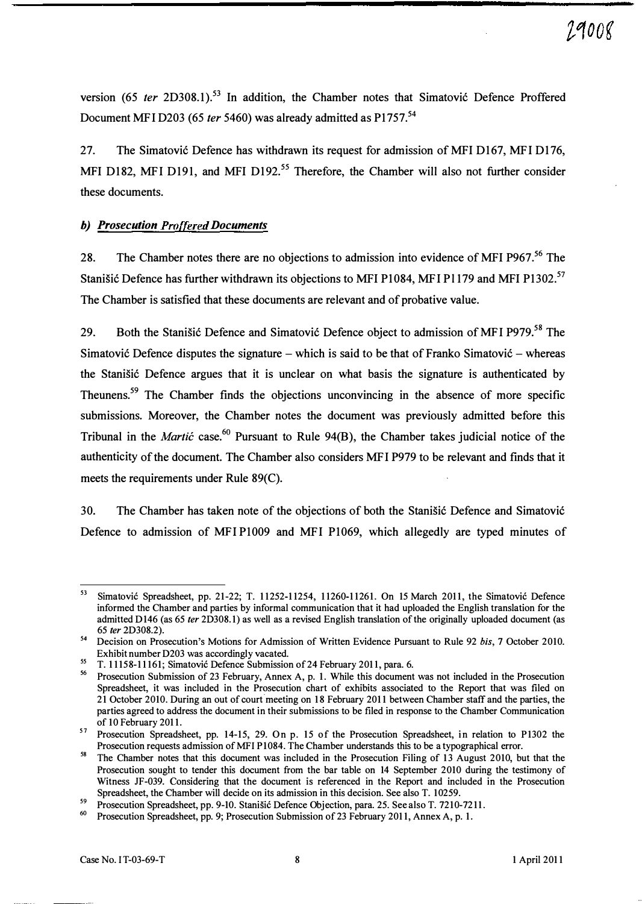version (65 *ter* 2D308.1).[53] In addition, the Chamber notes that Simatović Defence Proffered Document MFI D203 (65 *ter* 5460) was already admitted as P1757.[54]

27. The Simatović Defence has withdrawn its request for admission of MFI D167, MFI D176, MFI D182, MFI D191, and MFI D192.[55] Therefore, the Chamber will also not further consider these documents.

### *b) Prosecution Proffered Documents*

28. The Chamber notes there are no objections to admission into evidence of MFI P967.[56] The Stanišić Defence has further withdrawn its objections to MFI P1084, MFI P1179 and MFI P1302.[57] The Chamber is satisfied that these documents are relevant and of probative value.

29. Both the Stanišić Defence and Simatović Defence object to admission of MFI P979.[58] The Simatović Defence disputes the signature – which is said to be that of Franko Simatović – whereas the Stanišić Defence argues that it is unclear on what basis the signature is authenticated by Theunens.[59] The Chamber finds the objections unconvincing in the absence of more specific submissions. Moreover, the Chamber notes the document was previously admitted before this Tribunal in the *Martić* case.[60] Pursuant to Rule 94(B), the Chamber takes judicial notice of the authenticity of the document. The Chamber also considers MFI P979 to be relevant and finds that it meets the requirements under Rule 89(C).

30. The Chamber has taken note of the objections of both the Stanišić Defence and Simatović Defence to admission of MFI P1009 and MFI P1069, which allegedly are typed minutes of

---

[53] Simatović Spreadsheet, pp. 21-22; T. 11252-11254, 11260-11261. On 15 March 2011, the Simatović Defence informed the Chamber and parties by informal communication that it had uploaded the English translation for the admitted D146 (as 65 *ter* 2D308.1) as well as a revised English translation of the originally uploaded document (as 65 *ter* 2D308.2).

[54] Decision on Prosecution's Motions for Admission of Written Evidence Pursuant to Rule 92 *bis*, 7 October 2010. Exhibit number D203 was accordingly vacated.

[55] T. 11158-11161; Simatović Defence Submission of 24 February 2011, para. 6.

[56] Prosecution Submission of 23 February, Annex A, p. 1. While this document was not included in the Prosecution Spreadsheet, it was included in the Prosecution chart of exhibits associated to the Report that was filed on 21 October 2010. During an out of court meeting on 18 February 2011 between Chamber staff and the parties, the parties agreed to address the document in their submissions to be filed in response to the Chamber Communication of 10 February 2011.

[57] Prosecution Spreadsheet, pp. 14-15, 29. On p. 15 of the Prosecution Spreadsheet, in relation to P1302 the Prosecution requests admission of MFI P1084. The Chamber understands this to be a typographical error.

[58] The Chamber notes that this document was included in the Prosecution Filing of 13 August 2010, but that the Prosecution sought to tender this document from the bar table on 14 September 2010 during the testimony of Witness JF-039. Considering that the document is referenced in the Report and included in the Prosecution Spreadsheet, the Chamber will decide on its admission in this decision. See also T. 10259.

[59] Prosecution Spreadsheet, pp. 9-10. Stanišić Defence Objection, para. 25. See also T. 7210-7211.

[60] Prosecution Spreadsheet, pp. 9; Prosecution Submission of 23 February 2011, Annex A, p. 1.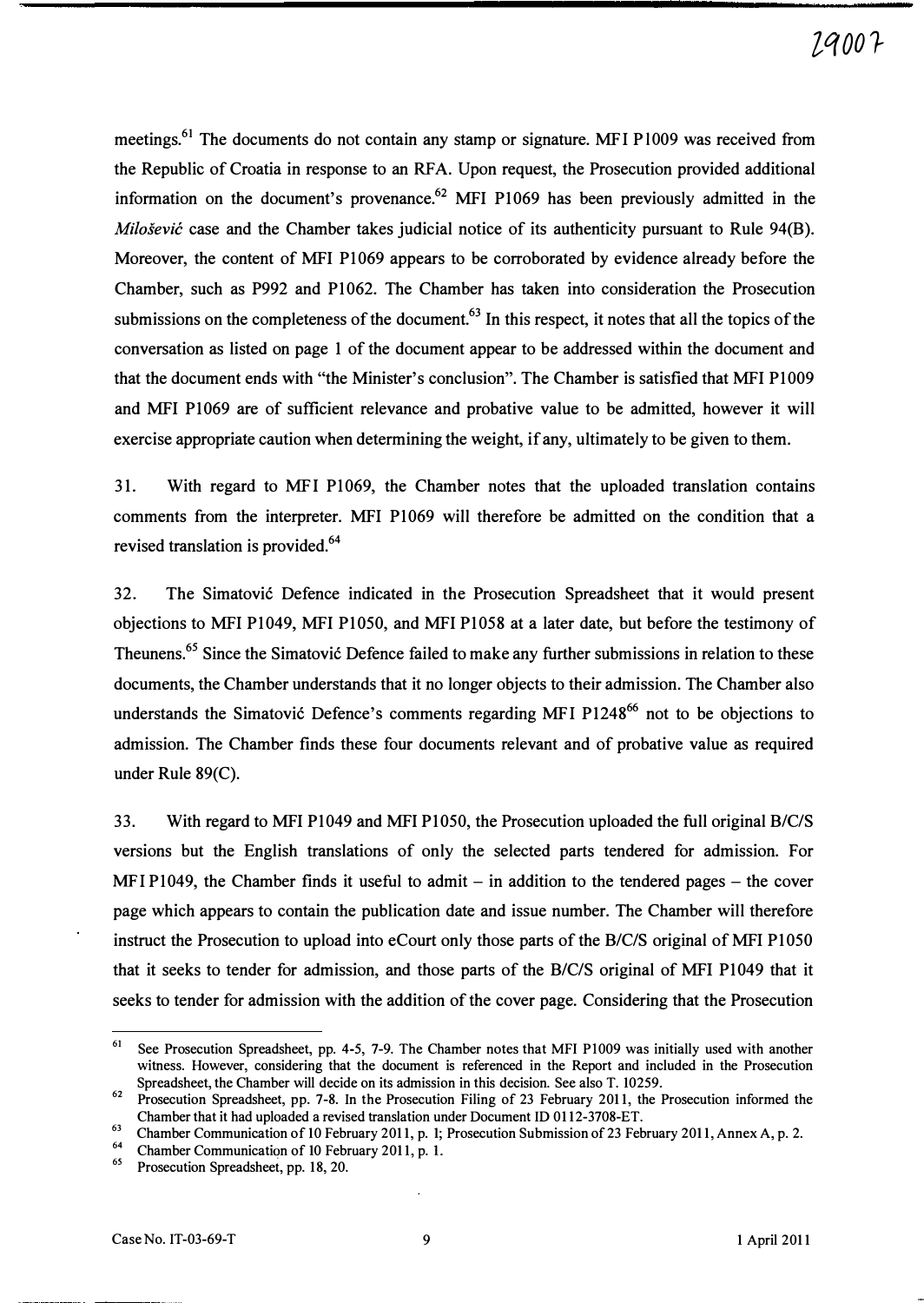meetings.[61] The documents do not contain any stamp or signature. MFI P1009 was received from the Republic of Croatia in response to an RFA. Upon request, the Prosecution provided additional information on the document's provenance.[62] MFI P1069 has been previously admitted in the *Milošević* case and the Chamber takes judicial notice of its authenticity pursuant to Rule 94(B). Moreover, the content of MFI P1069 appears to be corroborated by evidence already before the Chamber, such as P992 and P1062. The Chamber has taken into consideration the Prosecution submissions on the completeness of the document.[63] In this respect, it notes that all the topics of the conversation as listed on page 1 of the document appear to be addressed within the document and that the document ends with "the Minister's conclusion". The Chamber is satisfied that MFI P1009 and MFI P1069 are of sufficient relevance and probative value to be admitted, however it will exercise appropriate caution when determining the weight, if any, ultimately to be given to them.

31. With regard to MFI P1069, the Chamber notes that the uploaded translation contains comments from the interpreter. MFI P1069 will therefore be admitted on the condition that a revised translation is provided.[64]

32. The Simatović Defence indicated in the Prosecution Spreadsheet that it would present objections to MFI P1049, MFI P1050, and MFI P1058 at a later date, but before the testimony of Theunens.[65] Since the Simatović Defence failed to make any further submissions in relation to these documents, the Chamber understands that it no longer objects to their admission. The Chamber also understands the Simatović Defence's comments regarding MFI P1248[66] not to be objections to admission. The Chamber finds these four documents relevant and of probative value as required under Rule 89(C).

33. With regard to MFI P1049 and MFI P1050, the Prosecution uploaded the full original B/C/S versions but the English translations of only the selected parts tendered for admission. For MFI P1049, the Chamber finds it useful to admit – in addition to the tendered pages – the cover page which appears to contain the publication date and issue number. The Chamber will therefore instruct the Prosecution to upload into eCourt only those parts of the B/C/S original of MFI P1050 that it seeks to tender for admission, and those parts of the B/C/S original of MFI P1049 that it seeks to tender for admission with the addition of the cover page. Considering that the Prosecution

---

[61] See Prosecution Spreadsheet, pp. 4-5, 7-9. The Chamber notes that MFI P1009 was initially used with another witness. However, considering that the document is referenced in the Report and included in the Prosecution Spreadsheet, the Chamber will decide on its admission in this decision. See also T. 10259.

[62] Prosecution Spreadsheet, pp. 7-8. In the Prosecution Filing of 23 February 2011, the Prosecution informed the Chamber that it had uploaded a revised translation under Document ID 0112-3708-ET.

[63] Chamber Communication of 10 February 2011, p. 1; Prosecution Submission of 23 February 2011, Annex A, p. 2.

[64] Chamber Communication of 10 February 2011, p. 1.

[65] Prosecution Spreadsheet, pp. 18, 20.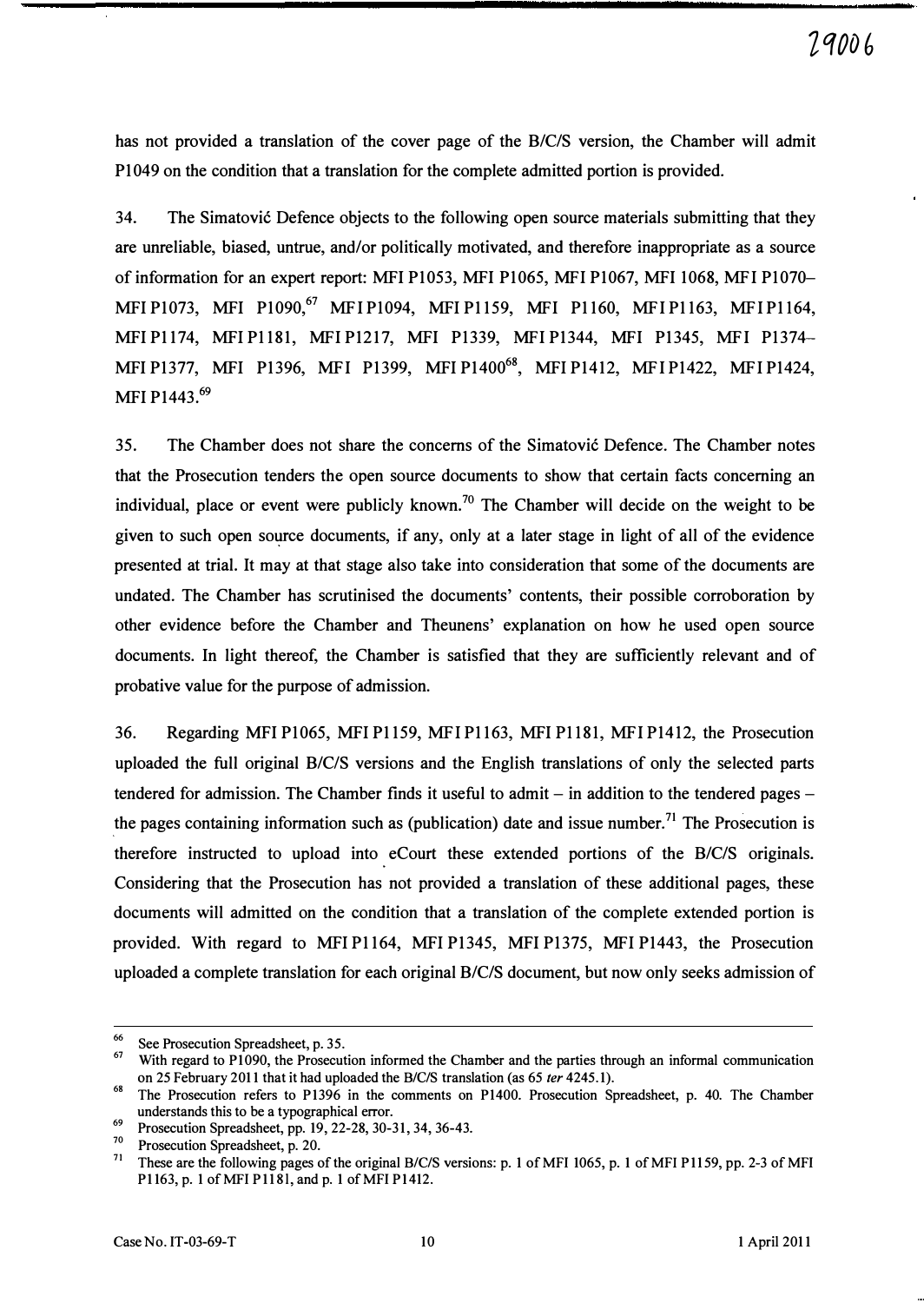has not provided a translation of the cover page of the B/C/S version, the Chamber will admit P1049 on the condition that a translation for the complete admitted portion is provided.

34. The Simatović Defence objects to the following open source materials submitting that they are unreliable, biased, untrue, and/or politically motivated, and therefore inappropriate as a source of information for an expert report: MFI P1053, MFI P1065, MFI P1067, MFI 1068, MFI P1070–MFI P1073, MFI P1090,[67] MFI P1094, MFI P1159, MFI P1160, MFI P1163, MFI P1164, MFI P1174, MFI P1181, MFI P1217, MFI P1339, MFI P1344, MFI P1345, MFI P1374–MFI P1377, MFI P1396, MFI P1399, MFI P1400[68], MFI P1412, MFI P1422, MFI P1424, MFI P1443.[69]

35. The Chamber does not share the concerns of the Simatović Defence. The Chamber notes that the Prosecution tenders the open source documents to show that certain facts concerning an individual, place or event were publicly known.[70] The Chamber will decide on the weight to be given to such open source documents, if any, only at a later stage in light of all of the evidence presented at trial. It may at that stage also take into consideration that some of the documents are undated. The Chamber has scrutinised the documents' contents, their possible corroboration by other evidence before the Chamber and Theunens' explanation on how he used open source documents. In light thereof, the Chamber is satisfied that they are sufficiently relevant and of probative value for the purpose of admission.

36. Regarding MFI P1065, MFI P1159, MFI P1163, MFI P1181, MFI P1412, the Prosecution uploaded the full original B/C/S versions and the English translations of only the selected parts tendered for admission. The Chamber finds it useful to admit – in addition to the tendered pages – the pages containing information such as (publication) date and issue number.[71] The Prosecution is therefore instructed to upload into eCourt these extended portions of the B/C/S originals. Considering that the Prosecution has not provided a translation of these additional pages, these documents will admitted on the condition that a translation of the complete extended portion is provided. With regard to MFI P1164, MFI P1345, MFI P1375, MFI P1443, the Prosecution uploaded a complete translation for each original B/C/S document, but now only seeks admission of

---

[66] See Prosecution Spreadsheet, p. 35.

[67] With regard to P1090, the Prosecution informed the Chamber and the parties through an informal communication on 25 February 2011 that it had uploaded the B/C/S translation (as 65 *ter* 4245.1).

[68] The Prosecution refers to P1396 in the comments on P1400. Prosecution Spreadsheet, p. 40. The Chamber understands this to be a typographical error.

[69] Prosecution Spreadsheet, pp. 19, 22-28, 30-31, 34, 36-43.

[70] Prosecution Spreadsheet, p. 20.

[71] These are the following pages of the original B/C/S versions: p. 1 of MFI 1065, p. 1 of MFI P1159, pp. 2-3 of MFI P1163, p. 1 of MFI P1181, and p. 1 of MFI P1412.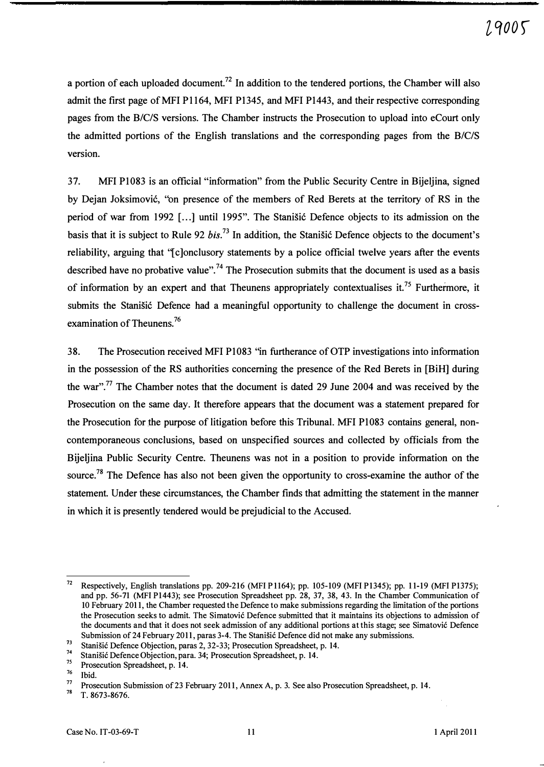a portion of each uploaded document.[72] In addition to the tendered portions, the Chamber will also admit the first page of MFI P1164, MFI P1345, and MFI P1443, and their respective corresponding pages from the B/C/S versions. The Chamber instructs the Prosecution to upload into eCourt only the admitted portions of the English translations and the corresponding pages from the B/C/S version.

37. MFI P1083 is an official "information" from the Public Security Centre in Bijeljina, signed by Dejan Joksimović, "on presence of the members of Red Berets at the territory of RS in the period of war from 1992 [...] until 1995". The Stanišić Defence objects to its admission on the basis that it is subject to Rule 92 *bis*.[73] In addition, the Stanišić Defence objects to the document's reliability, arguing that "[c]onclusory statements by a police official twelve years after the events described have no probative value".[74] The Prosecution submits that the document is used as a basis of information by an expert and that Theunens appropriately contextualises it.[75] Furthermore, it submits the Stanišić Defence had a meaningful opportunity to challenge the document in cross-examination of Theunens.[76]

38. The Prosecution received MFI P1083 "in furtherance of OTP investigations into information in the possession of the RS authorities concerning the presence of the Red Berets in [BiH] during the war".[77] The Chamber notes that the document is dated 29 June 2004 and was received by the Prosecution on the same day. It therefore appears that the document was a statement prepared for the Prosecution for the purpose of litigation before this Tribunal. MFI P1083 contains general, non-contemporaneous conclusions, based on unspecified sources and collected by officials from the Bijeljina Public Security Centre. Theunens was not in a position to provide information on the source.[78] The Defence has also not been given the opportunity to cross-examine the author of the statement. Under these circumstances, the Chamber finds that admitting the statement in the manner in which it is presently tendered would be prejudicial to the Accused.

---

[72] Respectively, English translations pp. 209-216 (MFI P1164); pp. 105-109 (MFI P1345); pp. 11-19 (MFI P1375); and pp. 56-71 (MFI P1443); see Prosecution Spreadsheet pp. 28, 37, 38, 43. In the Chamber Communication of 10 February 2011, the Chamber requested the Defence to make submissions regarding the limitation of the portions the Prosecution seeks to admit. The Simatović Defence submitted that it maintains its objections to admission of the documents and that it does not seek admission of any additional portions at this stage; see Simatović Defence Submission of 24 February 2011, paras 3-4. The Stanišić Defence did not make any submissions.

[73] Stanišić Defence Objection, paras 2, 32-33; Prosecution Spreadsheet, p. 14.

[74] Stanišić Defence Objection, para. 34; Prosecution Spreadsheet, p. 14.

[75] Prosecution Spreadsheet, p. 14.

[76] Ibid.

[77] Prosecution Submission of 23 February 2011, Annex A, p. 3. See also Prosecution Spreadsheet, p. 14.

[78] T. 8673-8676.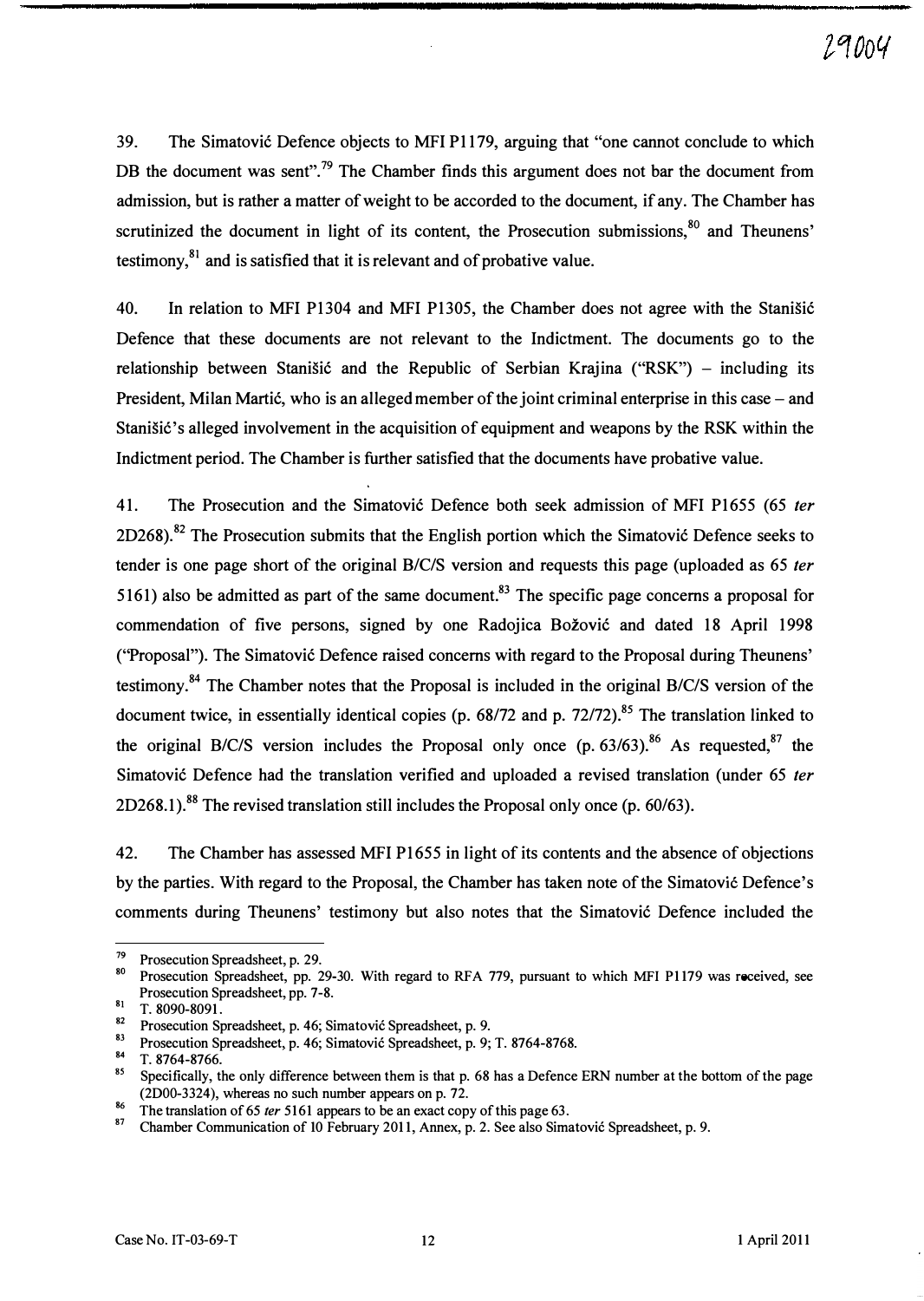39. The Simatović Defence objects to MFI P1179, arguing that "one cannot conclude to which DB the document was sent".[79] The Chamber finds this argument does not bar the document from admission, but is rather a matter of weight to be accorded to the document, if any. The Chamber has scrutinized the document in light of its content, the Prosecution submissions,[80] and Theunens' testimony,[81] and is satisfied that it is relevant and of probative value.

40. In relation to MFI P1304 and MFI P1305, the Chamber does not agree with the Stanišić Defence that these documents are not relevant to the Indictment. The documents go to the relationship between Stanišić and the Republic of Serbian Krajina ("RSK") – including its President, Milan Martić, who is an alleged member of the joint criminal enterprise in this case – and Stanišić's alleged involvement in the acquisition of equipment and weapons by the RSK within the Indictment period. The Chamber is further satisfied that the documents have probative value.

41. The Prosecution and the Simatović Defence both seek admission of MFI P1655 (65 *ter* 2D268).[82] The Prosecution submits that the English portion which the Simatović Defence seeks to tender is one page short of the original B/C/S version and requests this page (uploaded as 65 *ter* 5161) also be admitted as part of the same document.[83] The specific page concerns a proposal for commendation of five persons, signed by one Radojica Božović and dated 18 April 1998 ("Proposal"). The Simatović Defence raised concerns with regard to the Proposal during Theunens' testimony.[84] The Chamber notes that the Proposal is included in the original B/C/S version of the document twice, in essentially identical copies (p. 68/72 and p. 72/72).[85] The translation linked to the original B/C/S version includes the Proposal only once (p. 63/63).[86] As requested,[87] the Simatović Defence had the translation verified and uploaded a revised translation (under 65 *ter* 2D268.1).[88] The revised translation still includes the Proposal only once (p. 60/63).

42. The Chamber has assessed MFI P1655 in light of its contents and the absence of objections by the parties. With regard to the Proposal, the Chamber has taken note of the Simatović Defence's comments during Theunens' testimony but also notes that the Simatović Defence included the

---

[79] Prosecution Spreadsheet, p. 29.

[80] Prosecution Spreadsheet, pp. 29-30. With regard to RFA 779, pursuant to which MFI P1179 was received, see Prosecution Spreadsheet, pp. 7-8.

[81] T. 8090-8091.

[82] Prosecution Spreadsheet, p. 46; Simatović Spreadsheet, p. 9.

[83] Prosecution Spreadsheet, p. 46; Simatović Spreadsheet, p. 9; T. 8764-8768.

[84] T. 8764-8766.

[85] Specifically, the only difference between them is that p. 68 has a Defence ERN number at the bottom of the page (2D00-3324), whereas no such number appears on p. 72.

[86] The translation of 65 *ter* 5161 appears to be an exact copy of this page 63.

[87] Chamber Communication of 10 February 2011, Annex, p. 2. See also Simatović Spreadsheet, p. 9.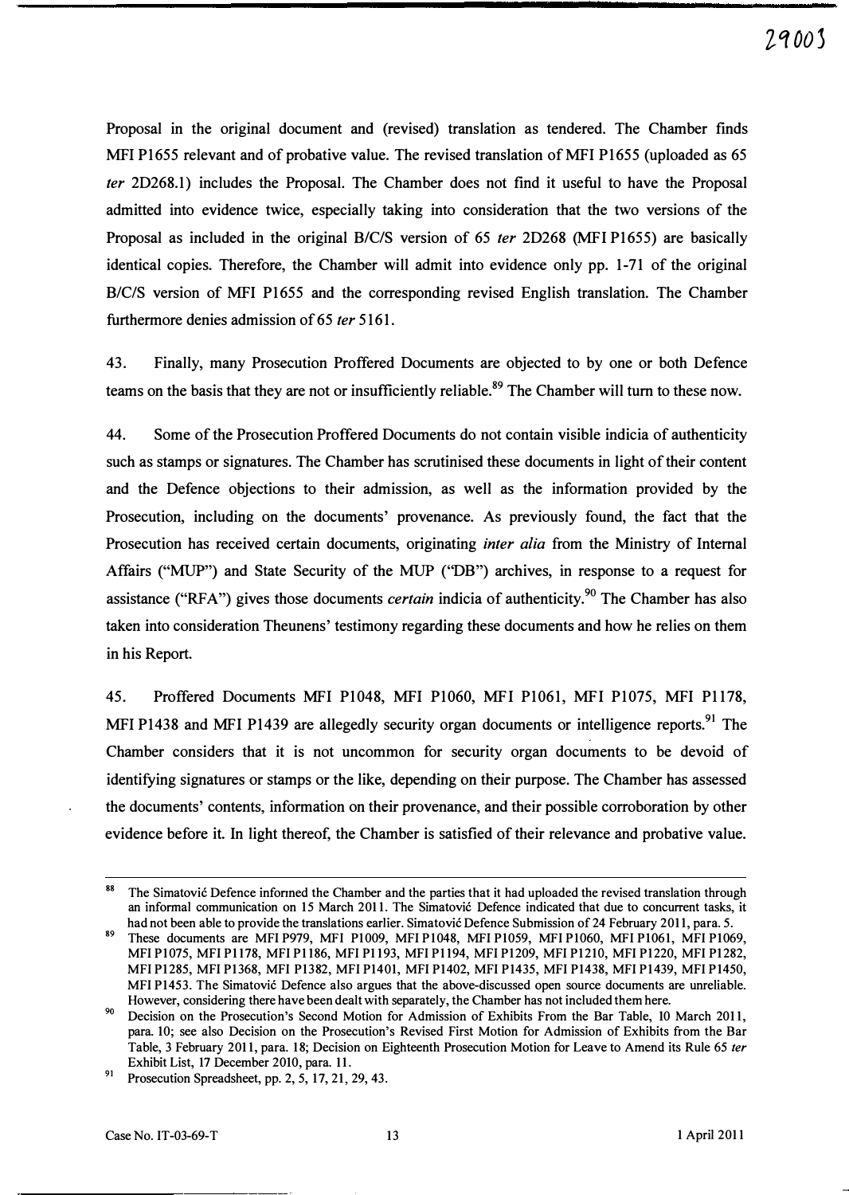Proposal in the original document and (revised) translation as tendered. The Chamber finds MFI P1655 relevant and of probative value. The revised translation of MFI P1655 (uploaded as 65 *ter* 2D268.1) includes the Proposal. The Chamber does not find it useful to have the Proposal admitted into evidence twice, especially taking into consideration that the two versions of the Proposal as included in the original B/C/S version of 65 *ter* 2D268 (MFI P1655) are basically identical copies. Therefore, the Chamber will admit into evidence only pp. 1-71 of the original B/C/S version of MFI P1655 and the corresponding revised English translation. The Chamber furthermore denies admission of 65 *ter* 5161.

43. Finally, many Prosecution Proffered Documents are objected to by one or both Defence teams on the basis that they are not or insufficiently reliable.[89] The Chamber will turn to these now.

44. Some of the Prosecution Proffered Documents do not contain visible indicia of authenticity such as stamps or signatures. The Chamber has scrutinised these documents in light of their content and the Defence objections to their admission, as well as the information provided by the Prosecution, including on the documents' provenance. As previously found, the fact that the Prosecution has received certain documents, originating *inter alia* from the Ministry of Internal Affairs ("MUP") and State Security of the MUP ("DB") archives, in response to a request for assistance ("RFA") gives those documents *certain* indicia of authenticity.[90] The Chamber has also taken into consideration Theunens' testimony regarding these documents and how he relies on them in his Report.

45. Proffered Documents MFI P1048, MFI P1060, MFI P1061, MFI P1075, MFI P1178, MFI P1438 and MFI P1439 are allegedly security organ documents or intelligence reports.[91] The Chamber considers that it is not uncommon for security organ documents to be devoid of identifying signatures or stamps or the like, depending on their purpose. The Chamber has assessed the documents' contents, information on their provenance, and their possible corroboration by other evidence before it. In light thereof, the Chamber is satisfied of their relevance and probative value.

---

[88] The Simatović Defence informed the Chamber and the parties that it had uploaded the revised translation through an informal communication on 15 March 2011. The Simatović Defence indicated that due to concurrent tasks, it had not been able to provide the translations earlier. Simatović Defence Submission of 24 February 2011, para. 5.

[89] These documents are MFI P979, MFI P1009, MFI P1048, MFI P1059, MFI P1060, MFI P1061, MFI P1069, MFI P1075, MFI P1178, MFI P1186, MFI P1193, MFI P1194, MFI P1209, MFI P1210, MFI P1220, MFI P1282, MFI P1285, MFI P1368, MFI P1382, MFI P1401, MFI P1402, MFI P1435, MFI P1438, MFI P1439, MFI P1450, MFI P1453. The Simatović Defence also argues that the above-discussed open source documents are unreliable. However, considering there have been dealt with separately, the Chamber has not included them here.

[90] Decision on the Prosecution's Second Motion for Admission of Exhibits From the Bar Table, 10 March 2011, para. 10; see also Decision on the Prosecution's Revised First Motion for Admission of Exhibits from the Bar Table, 3 February 2011, para. 18; Decision on Eighteenth Prosecution Motion for Leave to Amend its Rule 65 *ter* Exhibit List, 17 December 2010, para. 11.

[91] Prosecution Spreadsheet, pp. 2, 5, 17, 21, 29, 43.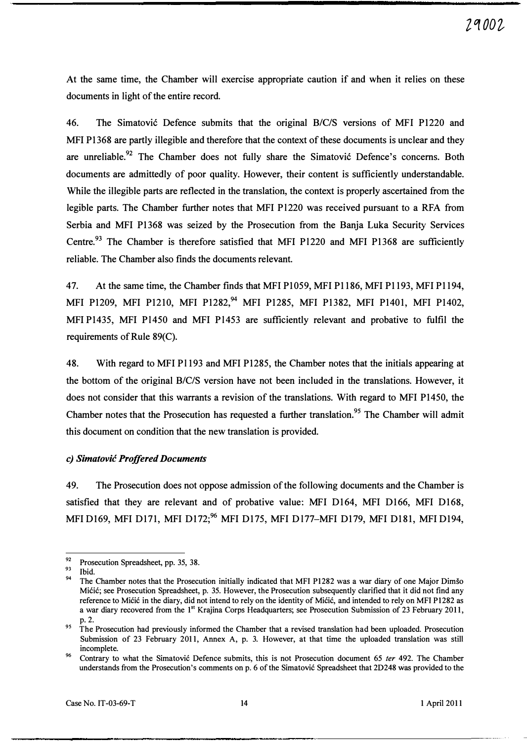At the same time, the Chamber will exercise appropriate caution if and when it relies on these documents in light of the entire record.

46. The Simatović Defence submits that the original B/C/S versions of MFI P1220 and MFI P1368 are partly illegible and therefore that the context of these documents is unclear and they are unreliable.[92] The Chamber does not fully share the Simatović Defence's concerns. Both documents are admittedly of poor quality. However, their content is sufficiently understandable. While the illegible parts are reflected in the translation, the context is properly ascertained from the legible parts. The Chamber further notes that MFI P1220 was received pursuant to a RFA from Serbia and MFI P1368 was seized by the Prosecution from the Banja Luka Security Services Centre.[93] The Chamber is therefore satisfied that MFI P1220 and MFI P1368 are sufficiently reliable. The Chamber also finds the documents relevant.

47. At the same time, the Chamber finds that MFI P1059, MFI P1186, MFI P1193, MFI P1194, MFI P1209, MFI P1210, MFI P1282,[94] MFI P1285, MFI P1382, MFI P1401, MFI P1402, MFI P1435, MFI P1450 and MFI P1453 are sufficiently relevant and probative to fulfil the requirements of Rule 89(C).

48. With regard to MFI P1193 and MFI P1285, the Chamber notes that the initials appearing at the bottom of the original B/C/S version have not been included in the translations. However, it does not consider that this warrants a revision of the translations. With regard to MFI P1450, the Chamber notes that the Prosecution has requested a further translation.[95] The Chamber will admit this document on condition that the new translation is provided.

### *c) Simatović Proffered Documents*

49. The Prosecution does not oppose admission of the following documents and the Chamber is satisfied that they are relevant and of probative value: MFI D164, MFI D166, MFI D168, MFI D169, MFI D171, MFI D172;[96] MFI D175, MFI D177–MFI D179, MFI D181, MFI D194,

---

[92] Prosecution Spreadsheet, pp. 35, 38.

[93] Ibid.

[94] The Chamber notes that the Prosecution initially indicated that MFI P1282 was a war diary of one Major Dimšo Mićić; see Prosecution Spreadsheet, p. 35. However, the Prosecution subsequently clarified that it did not find any reference to Mićić in the diary, did not intend to rely on the identity of Mićić, and intended to rely on MFI P1282 as a war diary recovered from the 1st Krajina Corps Headquarters; see Prosecution Submission of 23 February 2011, p. 2.

[95] The Prosecution had previously informed the Chamber that a revised translation had been uploaded. Prosecution Submission of 23 February 2011, Annex A, p. 3. However, at that time the uploaded translation was still incomplete.

[96] Contrary to what the Simatović Defence submits, this is not Prosecution document 65 *ter* 492. The Chamber understands from the Prosecution's comments on p. 6 of the Simatović Spreadsheet that 2D248 was provided to the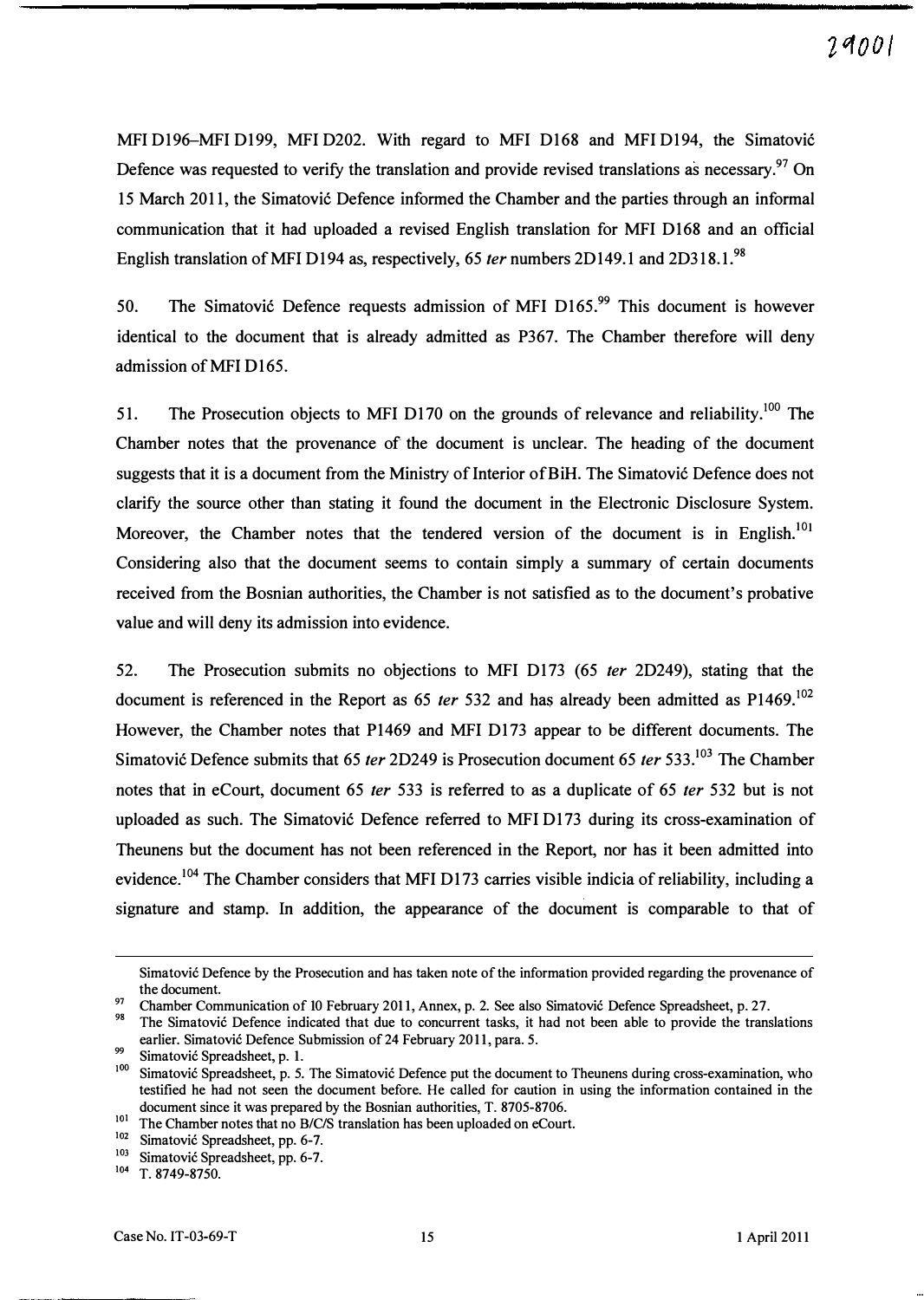MFI D196–MFI D199, MFI D202. With regard to MFI D168 and MFI D194, the Simatović Defence was requested to verify the translation and provide revised translations as necessary.[97] On 15 March 2011, the Simatović Defence informed the Chamber and the parties through an informal communication that it had uploaded a revised English translation for MFI D168 and an official English translation of MFI D194 as, respectively, 65 *ter* numbers 2D149.1 and 2D318.1.[98]

50. The Simatović Defence requests admission of MFI D165.[99] This document is however identical to the document that is already admitted as P367. The Chamber therefore will deny admission of MFI D165.

51. The Prosecution objects to MFI D170 on the grounds of relevance and reliability.[100] The Chamber notes that the provenance of the document is unclear. The heading of the document suggests that it is a document from the Ministry of Interior of BiH. The Simatović Defence does not clarify the source other than stating it found the document in the Electronic Disclosure System. Moreover, the Chamber notes that the tendered version of the document is in English.[101] Considering also that the document seems to contain simply a summary of certain documents received from the Bosnian authorities, the Chamber is not satisfied as to the document's probative value and will deny its admission into evidence.

52. The Prosecution submits no objections to MFI D173 (65 *ter* 2D249), stating that the document is referenced in the Report as 65 *ter* 532 and has already been admitted as P1469.[102] However, the Chamber notes that P1469 and MFI D173 appear to be different documents. The Simatović Defence submits that 65 *ter* 2D249 is Prosecution document 65 *ter* 533.[103] The Chamber notes that in eCourt, document 65 *ter* 533 is referred to as a duplicate of 65 *ter* 532 but is not uploaded as such. The Simatović Defence referred to MFI D173 during its cross-examination of Theunens but the document has not been referenced in the Report, nor has it been admitted into evidence.[104] The Chamber considers that MFI D173 carries visible indicia of reliability, including a signature and stamp. In addition, the appearance of the document is comparable to that of

---

Simatović Defence by the Prosecution and has taken note of the information provided regarding the provenance of the document.

[97] Chamber Communication of 10 February 2011, Annex, p. 2. See also Simatović Defence Spreadsheet, p. 27.

[98] The Simatović Defence indicated that due to concurrent tasks, it had not been able to provide the translations earlier. Simatović Defence Submission of 24 February 2011, para. 5.

[99] Simatović Spreadsheet, p. 1.

[100] Simatović Spreadsheet, p. 5. The Simatović Defence put the document to Theunens during cross-examination, who testified he had not seen the document before. He called for caution in using the information contained in the document since it was prepared by the Bosnian authorities, T. 8705-8706.

[101] The Chamber notes that no B/C/S translation has been uploaded on eCourt.

[102] Simatović Spreadsheet, pp. 6-7.

[103] Simatović Spreadsheet, pp. 6-7.

[104] T. 8749-8750.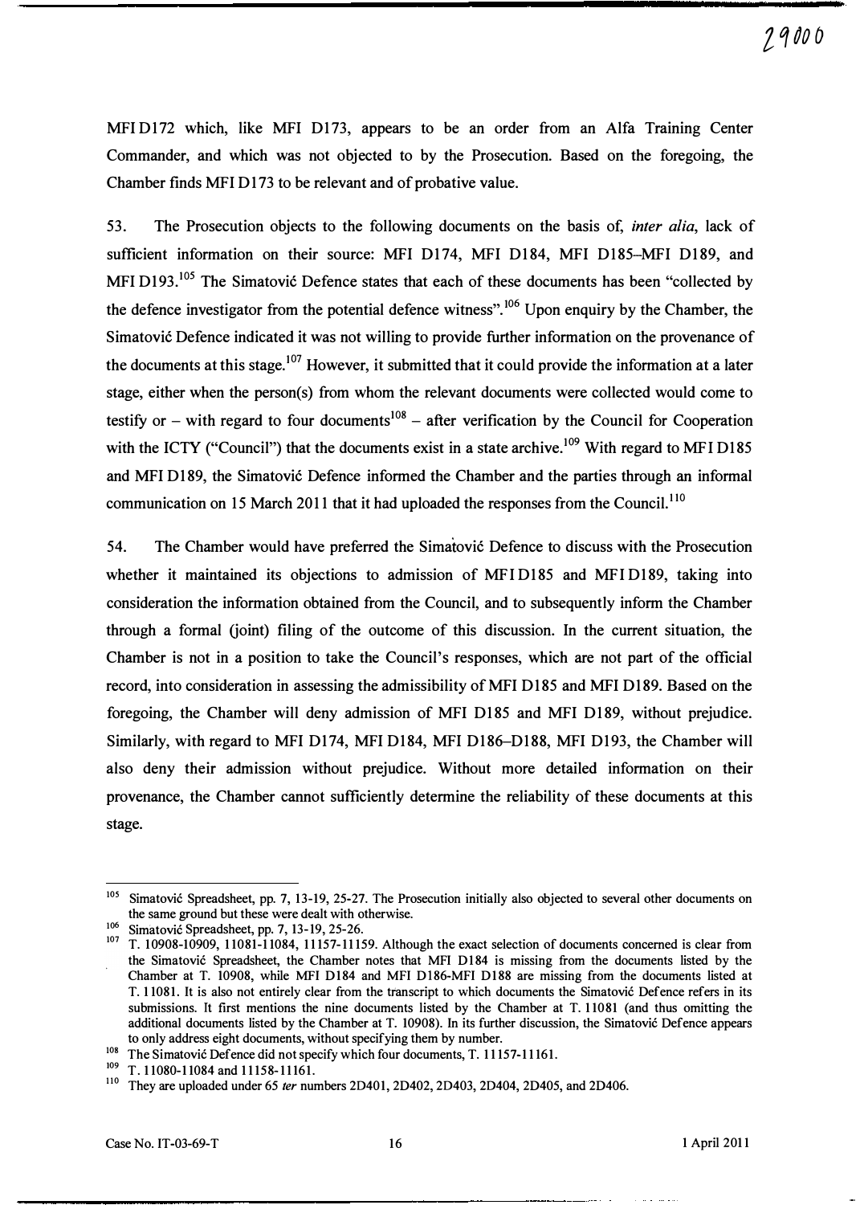MFI D172 which, like MFI D173, appears to be an order from an Alfa Training Center Commander, and which was not objected to by the Prosecution. Based on the foregoing, the Chamber finds MFI D173 to be relevant and of probative value.

53. The Prosecution objects to the following documents on the basis of, *inter alia*, lack of sufficient information on their source: MFI D174, MFI D184, MFI D185–MFI D189, and MFI D193.[105] The Simatović Defence states that each of these documents has been "collected by the defence investigator from the potential defence witness".[106] Upon enquiry by the Chamber, the Simatović Defence indicated it was not willing to provide further information on the provenance of the documents at this stage.[107] However, it submitted that it could provide the information at a later stage, either when the person(s) from whom the relevant documents were collected would come to testify or – with regard to four documents[108] – after verification by the Council for Cooperation with the ICTY ("Council") that the documents exist in a state archive.[109] With regard to MFI D185 and MFI D189, the Simatović Defence informed the Chamber and the parties through an informal communication on 15 March 2011 that it had uploaded the responses from the Council.[110]

54. The Chamber would have preferred the Simatović Defence to discuss with the Prosecution whether it maintained its objections to admission of MFI D185 and MFI D189, taking into consideration the information obtained from the Council, and to subsequently inform the Chamber through a formal (joint) filing of the outcome of this discussion. In the current situation, the Chamber is not in a position to take the Council's responses, which are not part of the official record, into consideration in assessing the admissibility of MFI D185 and MFI D189. Based on the foregoing, the Chamber will deny admission of MFI D185 and MFI D189, without prejudice. Similarly, with regard to MFI D174, MFI D184, MFI D186–D188, MFI D193, the Chamber will also deny their admission without prejudice. Without more detailed information on their provenance, the Chamber cannot sufficiently determine the reliability of these documents at this stage.

---

[105] Simatović Spreadsheet, pp. 7, 13-19, 25-27. The Prosecution initially also objected to several other documents on the same ground but these were dealt with otherwise.

[106] Simatović Spreadsheet, pp. 7, 13-19, 25-26.

[107] T. 10908-10909, 11081-11084, 11157-11159. Although the exact selection of documents concerned is clear from the Simatović Spreadsheet, the Chamber notes that MFI D184 is missing from the documents listed by the Chamber at T. 10908, while MFI D184 and MFI D186-MFI D188 are missing from the documents listed at T. 11081. It is also not entirely clear from the transcript to which documents the Simatović Defence refers in its submissions. It first mentions the nine documents listed by the Chamber at T. 11081 (and thus omitting the additional documents listed by the Chamber at T. 10908). In its further discussion, the Simatović Defence appears to only address eight documents, without specifying them by number.

[108] The Simatović Defence did not specify which four documents, T. 11157-11161.

[109] T. 11080-11084 and 11158-11161.

[110] They are uploaded under 65 *ter* numbers 2D401, 2D402, 2D403, 2D404, 2D405, and 2D406.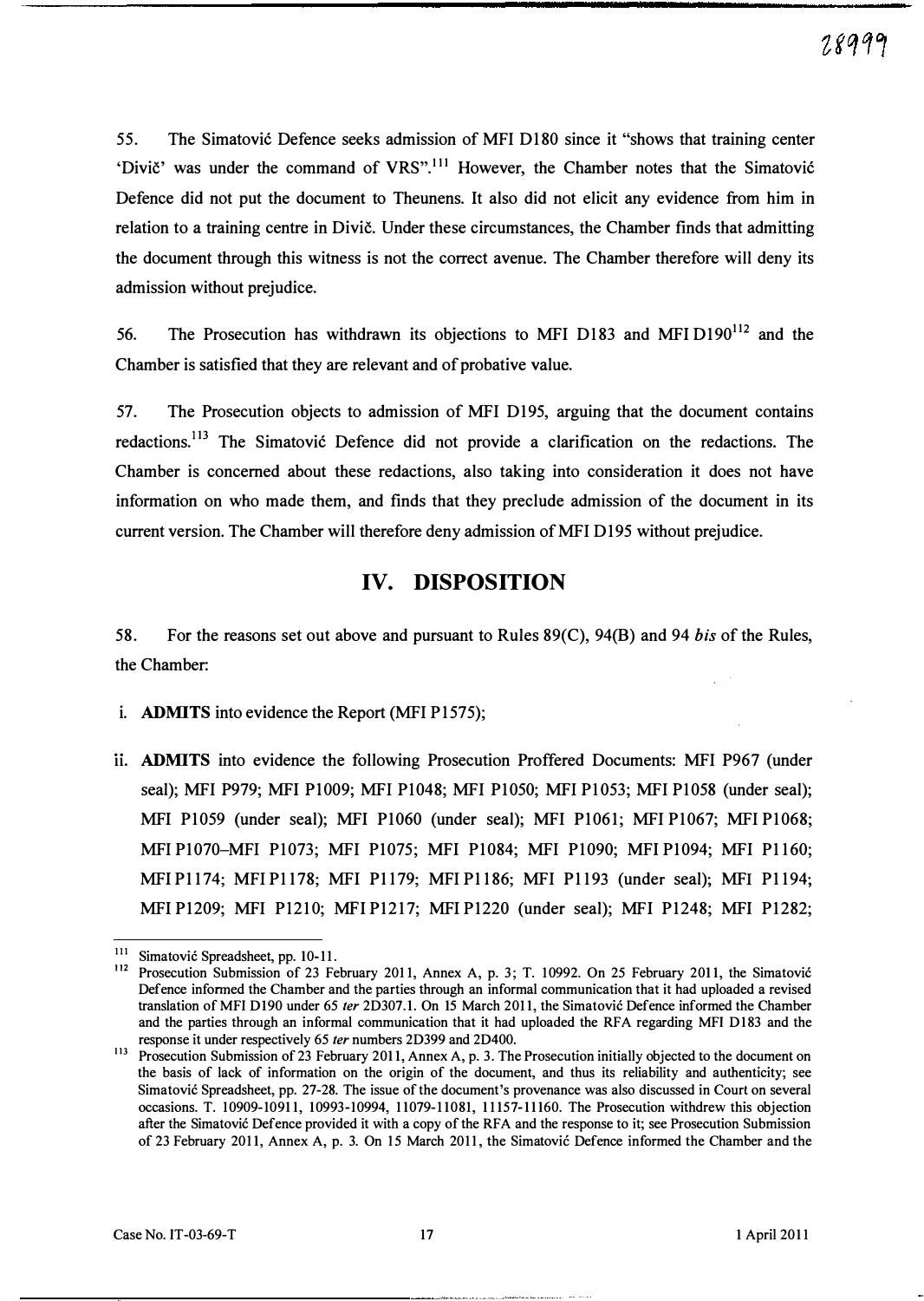55. The Simatović Defence seeks admission of MFI D180 since it "shows that training center 'Divič' was under the command of VRS".[111] However, the Chamber notes that the Simatović Defence did not put the document to Theunens. It also did not elicit any evidence from him in relation to a training centre in Divič. Under these circumstances, the Chamber finds that admitting the document through this witness is not the correct avenue. The Chamber therefore will deny its admission without prejudice.

56. The Prosecution has withdrawn its objections to MFI D183 and MFI D190[112] and the Chamber is satisfied that they are relevant and of probative value.

57. The Prosecution objects to admission of MFI D195, arguing that the document contains redactions.[113] The Simatović Defence did not provide a clarification on the redactions. The Chamber is concerned about these redactions, also taking into consideration it does not have information on who made them, and finds that they preclude admission of the document in its current version. The Chamber will therefore deny admission of MFI D195 without prejudice.

# IV. DISPOSITION

58. For the reasons set out above and pursuant to Rules 89(C), 94(B) and 94 *bis* of the Rules, the Chamber:

i. **ADMITS** into evidence the Report (MFI P1575);

ii. **ADMITS** into evidence the following Prosecution Proffered Documents: MFI P967 (under seal); MFI P979; MFI P1009; MFI P1048; MFI P1050; MFI P1053; MFI P1058 (under seal); MFI P1059 (under seal); MFI P1060 (under seal); MFI P1061; MFI P1067; MFI P1068; MFI P1070–MFI P1073; MFI P1075; MFI P1084; MFI P1090; MFI P1094; MFI P1160; MFI P1174; MFI P1178; MFI P1179; MFI P1186; MFI P1193 (under seal); MFI P1194; MFI P1209; MFI P1210; MFI P1217; MFI P1220 (under seal); MFI P1248; MFI P1282;

---

[111] Simatović Spreadsheet, pp. 10-11.

[112] Prosecution Submission of 23 February 2011, Annex A, p. 3; T. 10992. On 25 February 2011, the Simatović Defence informed the Chamber and the parties through an informal communication that it had uploaded a revised translation of MFI D190 under 65 *ter* 2D307.1. On 15 March 2011, the Simatović Defence informed the Chamber and the parties through an informal communication that it had uploaded the RFA regarding MFI D183 and the response it under respectively 65 *ter* numbers 2D399 and 2D400.

[113] Prosecution Submission of 23 February 2011, Annex A, p. 3. The Prosecution initially objected to the document on the basis of lack of information on the origin of the document, and thus its reliability and authenticity; see Simatović Spreadsheet, pp. 27-28. The issue of the document's provenance was also discussed in Court on several occasions. T. 10909-10911, 10993-10994, 11079-11081, 11157-11160. The Prosecution withdrew this objection after the Simatović Defence provided it with a copy of the RFA and the response to it; see Prosecution Submission of 23 February 2011, Annex A, p. 3. On 15 March 2011, the Simatović Defence informed the Chamber and the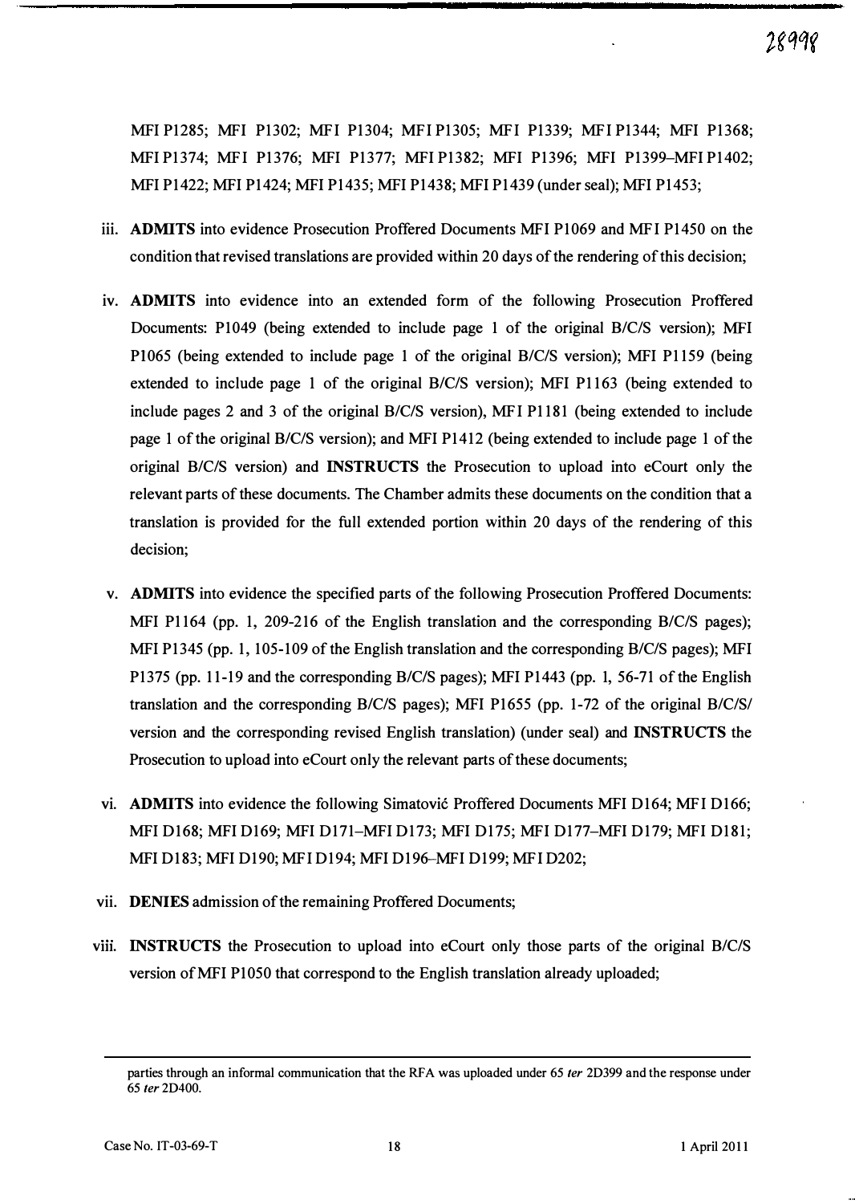MFI P1285; MFI P1302; MFI P1304; MFI P1305; MFI P1339; MFI P1344; MFI P1368; MFI P1374; MFI P1376; MFI P1377; MFI P1382; MFI P1396; MFI P1399–MFI P1402; MFI P1422; MFI P1424; MFI P1435; MFI P1438; MFI P1439 (under seal); MFI P1453;

iii. **ADMITS** into evidence Prosecution Proffered Documents MFI P1069 and MFI P1450 on the condition that revised translations are provided within 20 days of the rendering of this decision;

iv. **ADMITS** into evidence into an extended form of the following Prosecution Proffered Documents: P1049 (being extended to include page 1 of the original B/C/S version); MFI P1065 (being extended to include page 1 of the original B/C/S version); MFI P1159 (being extended to include page 1 of the original B/C/S version); MFI P1163 (being extended to include pages 2 and 3 of the original B/C/S version), MFI P1181 (being extended to include page 1 of the original B/C/S version); and MFI P1412 (being extended to include page 1 of the original B/C/S version) and **INSTRUCTS** the Prosecution to upload into eCourt only the relevant parts of these documents. The Chamber admits these documents on the condition that a translation is provided for the full extended portion within 20 days of the rendering of this decision;

v. **ADMITS** into evidence the specified parts of the following Prosecution Proffered Documents: MFI P1164 (pp. 1, 209-216 of the English translation and the corresponding B/C/S pages); MFI P1345 (pp. 1, 105-109 of the English translation and the corresponding B/C/S pages); MFI P1375 (pp. 11-19 and the corresponding B/C/S pages); MFI P1443 (pp. 1, 56-71 of the English translation and the corresponding B/C/S pages); MFI P1655 (pp. 1-72 of the original B/C/S/ version and the corresponding revised English translation) (under seal) and **INSTRUCTS** the Prosecution to upload into eCourt only the relevant parts of these documents;

vi. **ADMITS** into evidence the following Simatović Proffered Documents MFI D164; MFI D166; MFI D168; MFI D169; MFI D171–MFI D173; MFI D175; MFI D177–MFI D179; MFI D181; MFI D183; MFI D190; MFI D194; MFI D196–MFI D199; MFI D202;

vii. **DENIES** admission of the remaining Proffered Documents;

viii. **INSTRUCTS** the Prosecution to upload into eCourt only those parts of the original B/C/S version of MFI P1050 that correspond to the English translation already uploaded;

---

parties through an informal communication that the RFA was uploaded under 65 *ter* 2D399 and the response under 65 *ter* 2D400.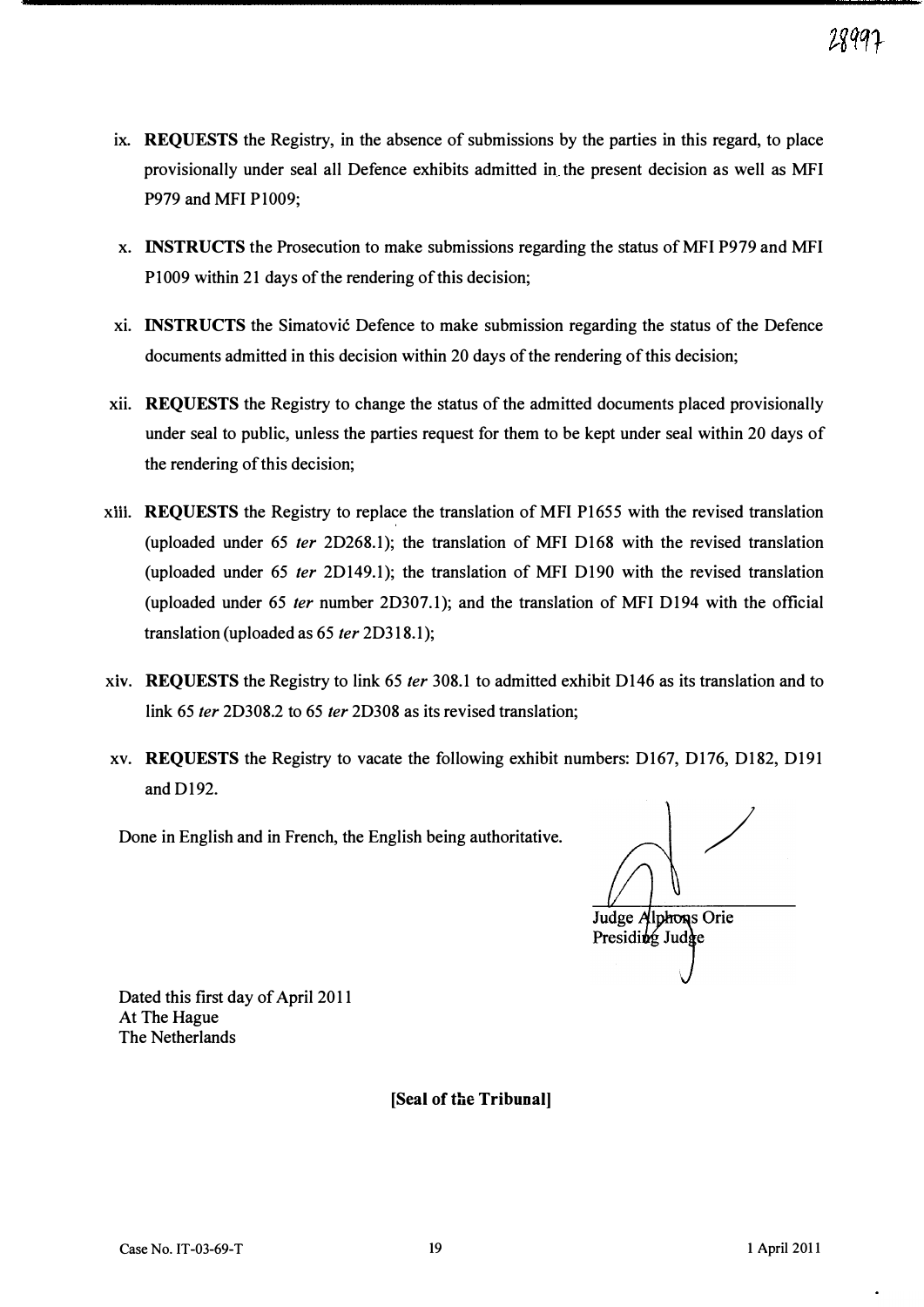ix. **REQUESTS** the Registry, in the absence of submissions by the parties in this regard, to place provisionally under seal all Defence exhibits admitted in the present decision as well as MFI P979 and MFI P1009;

x. **INSTRUCTS** the Prosecution to make submissions regarding the status of MFI P979 and MFI P1009 within 21 days of the rendering of this decision;

xi. **INSTRUCTS** the Simatović Defence to make submission regarding the status of the Defence documents admitted in this decision within 20 days of the rendering of this decision;

xii. **REQUESTS** the Registry to change the status of the admitted documents placed provisionally under seal to public, unless the parties request for them to be kept under seal within 20 days of the rendering of this decision;

xiii. **REQUESTS** the Registry to replace the translation of MFI P1655 with the revised translation (uploaded under 65 *ter* 2D268.1); the translation of MFI D168 with the revised translation (uploaded under 65 *ter* 2D149.1); the translation of MFI D190 with the revised translation (uploaded under 65 *ter* number 2D307.1); and the translation of MFI D194 with the official translation (uploaded as 65 *ter* 2D318.1);

xiv. **REQUESTS** the Registry to link 65 *ter* 308.1 to admitted exhibit D146 as its translation and to link 65 *ter* 2D308.2 to 65 *ter* 2D308 as its revised translation;

xv. **REQUESTS** the Registry to vacate the following exhibit numbers: D167, D176, D182, D191 and D192.

Done in English and in French, the English being authoritative.

Judge Alphons Orie
Presiding Judge

Dated this first day of April 2011
At The Hague
The Netherlands

**[Seal of the Tribunal]**